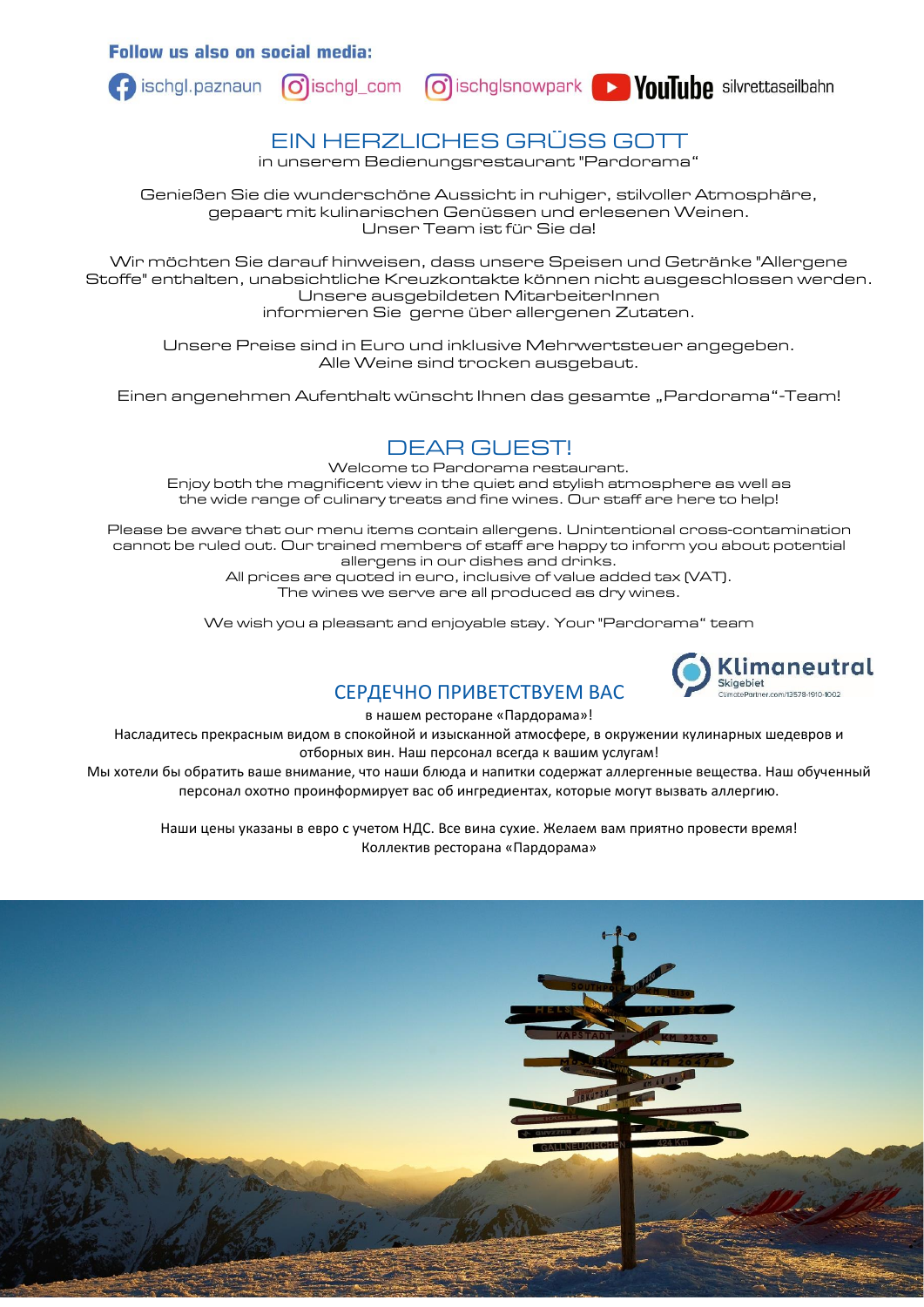**Follow us also on social media:**

ischgl.paznaun ischgl_com ischglsnowpark YouTube silvrettaseilbahn

## EIN HERZLICHES GRÜSS GOTT

in unserem Bedienungsrestaurant "Pardorama"

Genießen Sie die wunderschöne Aussicht in ruhiger, stilvoller Atmosphäre, gepaart mit kulinarischen Genüssen und erlesenen Weinen. Unser Team ist für Sie da!

Wir möchten Sie darauf hinweisen, dass unsere Speisen und Getränke "Allergene Stoffe" enthalten, unabsichtliche Kreuzkontakte können nicht ausgeschlossen werden. Unsere ausgebildeten MitarbeiterInnen informieren Sie gerne über allergenen Zutaten.

Unsere Preise sind in Euro und inklusive Mehrwertsteuer angegeben. Alle Weine sind trocken ausgebaut.

Einen angenehmen Aufenthalt wünscht Ihnen das gesamte „Pardorama"-Team!

## DEAR GUEST!

Welcome to Pardorama restaurant. Enjoy both the magnificent view in the quiet and stylish atmosphere as well as the wide range of culinary treats and fine wines. Our staff are here to help!

Please be aware that our menu items contain allergens. Unintentional cross-contamination cannot be ruled out. Our trained members of staff are happy to inform you about potential allergens in our dishes and drinks.
All prices are quoted in euro, inclusive of value added tax (VAT).
The wines we serve are all produced as dry wines.

We wish you a pleasant and enjoyable stay. Your "Pardorama" team

Klimaneutral Skigebiet
ClimatePartner.com/13578-1910-1002

## СЕРДЕЧНО ПРИВЕТСТВУЕМ ВАС

в нашем ресторане «Пардорама»!
Насладитесь прекрасным видом в спокойной и изысканной атмосфере, в окружении кулинарных шедевров и отборных вин. Наш персонал всегда к вашим услугам!
Мы хотели бы обратить ваше внимание, что наши блюда и напитки содержат аллергенные вещества. Наш обученный персонал охотно проинформирует вас об ингредиентах, которые могут вызвать аллергию.

Наши цены указаны в евро с учетом НДС. Все вина сухие. Желаем вам приятно провести время!
Коллектив ресторана «Пардорама»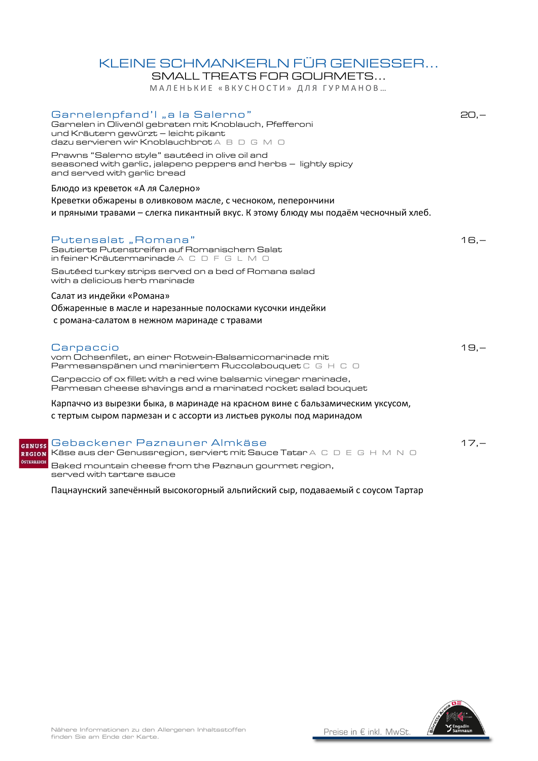# KLEINE SCHMANKERLN FÜR GENIESSER…

## SMALL TREATS FOR GOURMETS…

МАЛЕНЬКИЕ «ВКУСНОСТИ» ДЛЯ ГУРМАНОВ…

### Garnelenpfand'l „a la Salerno" — 20,–

Garnelen in Olivenöl gebraten mit Knoblauch, Pfefferoni
und Kräutern gewürzt – leicht pikant
dazu servieren wir Knoblauchbrot A B D G M O

Prawns "Salerno style" sautéed in olive oil and
seasoned with garlic, jalapeno peppers and herbs – lightly spicy
and served with garlic bread

Блюдо из креветок «А ля Салерно»
Креветки обжарены в оливковом масле, с чесноком, пеперончини
и пряными травами – слегка пикантный вкус. К этому блюду мы подаём чесночный хлеб.

### Putensalat „Romana" — 16,–

Sautierte Putenstreifen auf Romanischem Salat
in feiner Kräutermarinade A C D F G L M O

Sautéed turkey strips served on a bed of Romana salad
with a delicious herb marinade

Салат из индейки «Романа»
Обжаренные в масле и нарезанные полосками кусочки индейки
с романа-салатом в нежном маринаде с травами

### Carpaccio — 19,–

vom Ochsenfilet, an einer Rotwein-Balsamicomarinade mit
Parmesanspänen und mariniertem Ruccolabouquet C G H C O

Carpaccio of ox fillet with a red wine balsamic vinegar marinade,
Parmesan cheese shavings and a marinated rocket salad bouquet

Карпаччо из вырезки быка, в маринаде на красном вине с бальзамическим уксусом,
с тертым сыром пармезан и с ассорти из листьев руколы под маринадом

### Gebackener Paznauner Almkäse — 17,–

GENUSS REGION ÖSTERREICH

Käse aus der Genussregion, serviert mit Sauce Tatar A C D E G H M N O

Baked mountain cheese from the Paznaun gourmet region,
served with tartare sauce

Пацнаунский запечённый высокогорный альпийский сыр, подаваемый с соусом Тартар

Nähere Informationen zu den Allergenen Inhaltsstoffen
finden Sie am Ende der Karte.

Preise in € inkl. MwSt.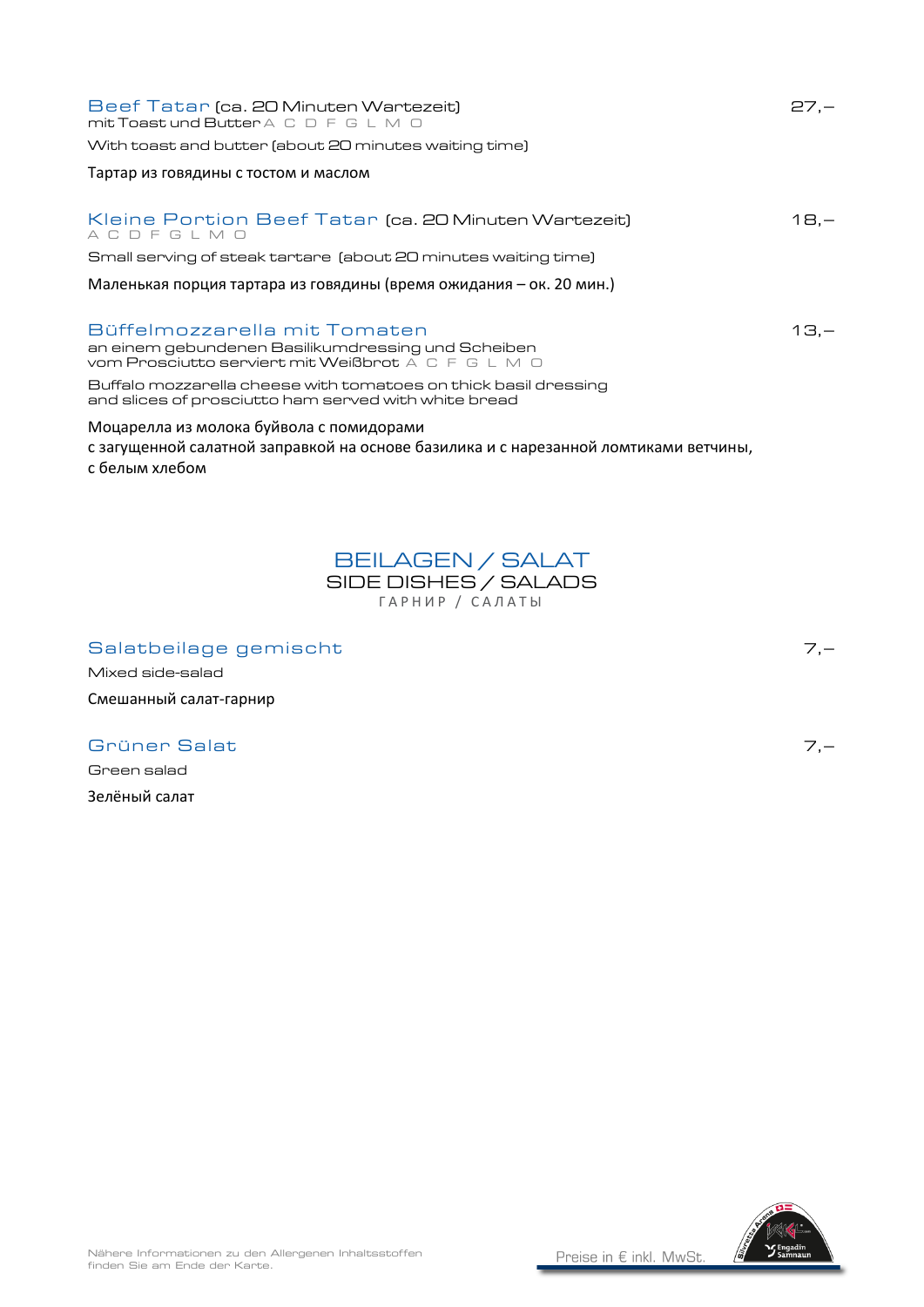### Beef Tatar (ca. 20 Minuten Wartezeit) — 27,–

mit Toast und Butter A C D F G L M O

With toast and butter (about 20 minutes waiting time)

Тартар из говядины с тостом и маслом

### Kleine Portion Beef Tatar (ca. 20 Minuten Wartezeit) — 18,–

A C D F G L M O

Small serving of steak tartare (about 20 minutes waiting time)

Маленькая порция тартара из говядины (время ожидания – ок. 20 мин.)

### Büffelmozzarella mit Tomaten — 13,–

an einem gebundenen Basilikumdressing und Scheiben vom Prosciutto serviert mit Weißbrot A C F G L M O

Buffalo mozzarella cheese with tomatoes on thick basil dressing and slices of prosciutto ham served with white bread

Моцарелла из молока буйвола с помидорами
с загущенной салатной заправкой на основе базилика и с нарезанной ломтиками ветчины, с белым хлебом

## BEILAGEN / SALAT

## SIDE DISHES / SALADS

ГАРНИР / САЛАТЫ

### Salatbeilage gemischt — 7,–

Mixed side-salad

Смешанный салат-гарнир

### Grüner Salat — 7,–

Green salad

Зелёный салат

Nähere Informationen zu den Allergenen Inhaltsstoffen finden Sie am Ende der Karte.

Preise in € inkl. MwSt.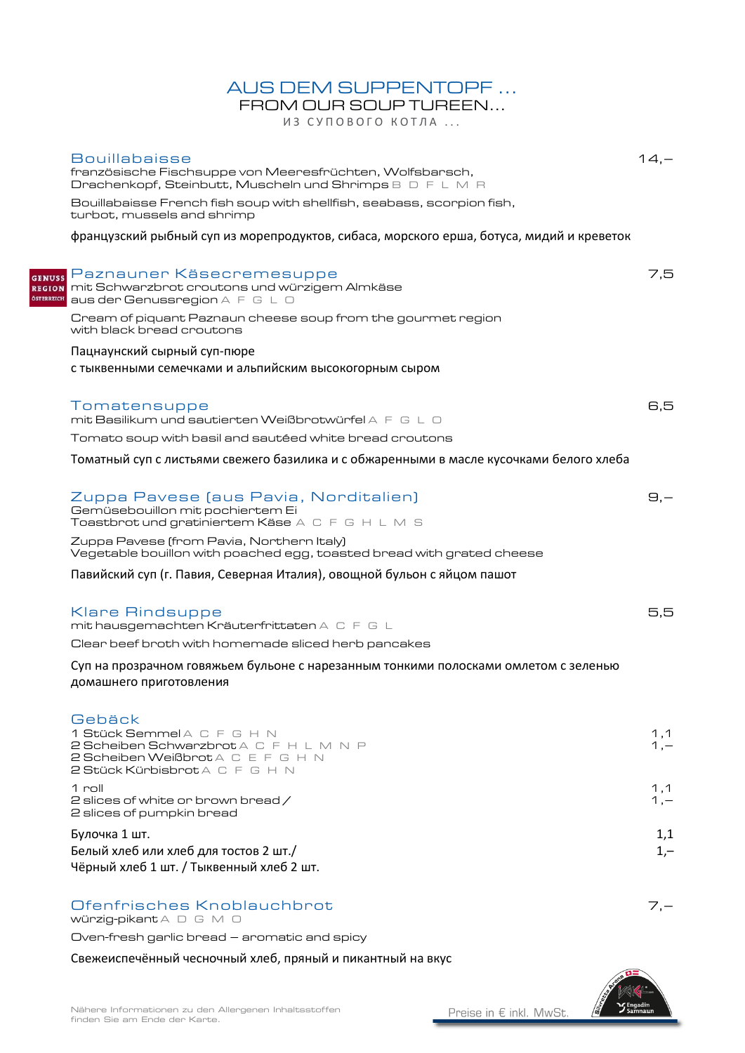# AUS DEM SUPPENTOPF ...

## FROM OUR SOUP TUREEN...

ИЗ СУПОВОГО КОТЛА ...

### Bouillabaisse — 14,–

französische Fischsuppe von Meeresfrüchten, Wolfsbarsch, Drachenkopf, Steinbutt, Muscheln und Shrimps B D F L M R

Bouillabaisse French fish soup with shellfish, seabass, scorpion fish, turbot, mussels and shrimp

французский рыбный суп из морепродуктов, сибаса, морского ерша, ботуса, мидий и креветок

GENUSS REGION ÖSTERREICH

### Paznauner Käsecremesuppe — 7,5

mit Schwarzbrot croutons und würzigem Almkäse aus der Genussregion A F G L O

Cream of piquant Paznaun cheese soup from the gourmet region with black bread croutons

Пацнаунский сырный суп-пюре с тыквенными семечками и альпийским высокогорным сыром

### Tomatensuppe — 6,5

mit Basilikum und sautierten Weißbrotwürfel A F G L O

Tomato soup with basil and sautéed white bread croutons

Томатный суп с листьями свежего базилика и с обжаренными в масле кусочками белого хлеба

### Zuppa Pavese (aus Pavia, Norditalien) — 9,–

Gemüsebouillon mit pochiertem Ei Toastbrot und gratiniertem Käse A C F G H L M S

Zuppa Pavese (from Pavia, Northern Italy) Vegetable bouillon with poached egg, toasted bread with grated cheese

Павийский суп (г. Павия, Северная Италия), овощной бульон с яйцом пашот

### Klare Rindsuppe — 5,5

mit hausgemachten Kräuterfrittaten A C F G L

Clear beef broth with homemade sliced herb pancakes

Суп на прозрачном говяжьем бульоне с нарезанным тонкими полосками омлетом с зеленью домашнего приготовления

### Gebäck

1 Stück Semmel A C F G H N — 1,1
2 Scheiben Schwarzbrot A C F H L M N P — 1,–
2 Scheiben Weißbrot A C E F G H N
2 Stück Kürbisbrot A C F G H N

1 roll — 1,1
2 slices of white or brown bread / — 1,–
2 slices of pumpkin bread

Булочка 1 шт. — 1,1
Белый хлеб или хлеб для тостов 2 шт./ — 1,–
Чёрный хлеб 1 шт. / Тыквенный хлеб 2 шт.

### Ofenfrisches Knoblauchbrot — 7,–

würzig-pikant A D G M O

Oven-fresh garlic bread – aromatic and spicy

Свежеиспечённый чесночный хлеб, пряный и пикантный на вкус

Nähere Informationen zu den Allergenen Inhaltsstoffen finden Sie am Ende der Karte.

Preise in € inkl. MwSt.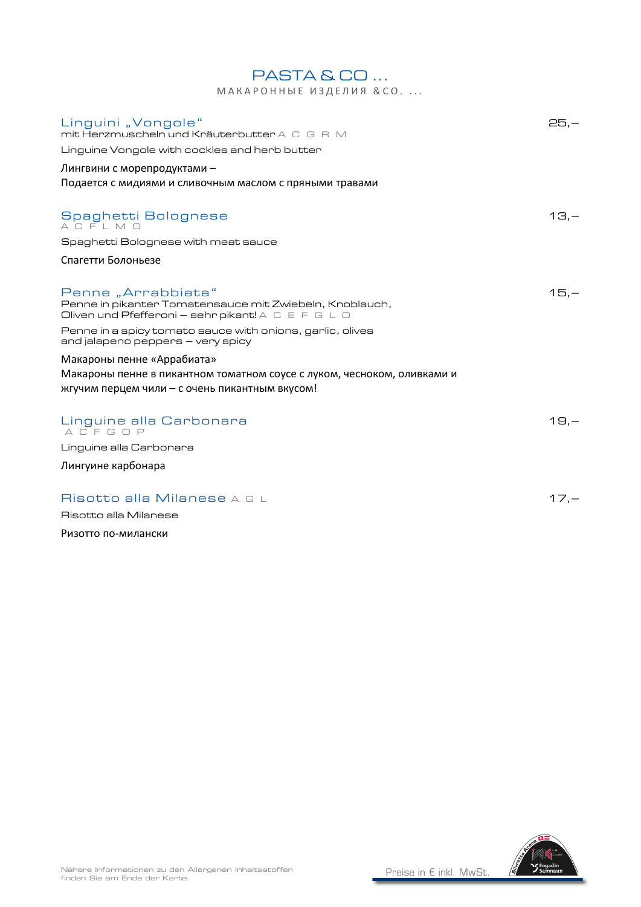# PASTA & CO …

МАКАРОННЫЕ ИЗДЕЛИЯ &CO. …

## Linguini „Vongole“ — 25,–

mit Herzmuscheln und Kräuterbutter A C G R M

Linguine Vongole with cockles and herb butter

Лингвини с морепродуктами –
Подается с мидиями и сливочным маслом с пряными травами

## Spaghetti Bolognese — 13,–

A C F L M O

Spaghetti Bolognese with meat sauce

Спагетти Болоньезе

## Penne „Arrabbiata“ — 15,–

Penne in pikanter Tomatensauce mit Zwiebeln, Knoblauch,
Oliven und Pfefferoni – sehr pikant! A C E F G L O

Penne in a spicy tomato sauce with onions, garlic, olives
and jalapeno peppers – very spicy

Макароны пенне «Аррабиата»
Макароны пенне в пикантном томатном соусе с луком, чесноком, оливками и
жгучим перцем чили – с очень пикантным вкусом!

## Linguine alla Carbonara — 19,–

A C F G O P

Linguine alla Carbonara

Лингуине карбонара

## Risotto alla Milanese A G L — 17,–

Risotto alla Milanese

Ризотто по-милански

Nähere Informationen zu den Allergenen Inhaltsstoffen finden Sie am Ende der Karte.

Preise in € inkl. MwSt.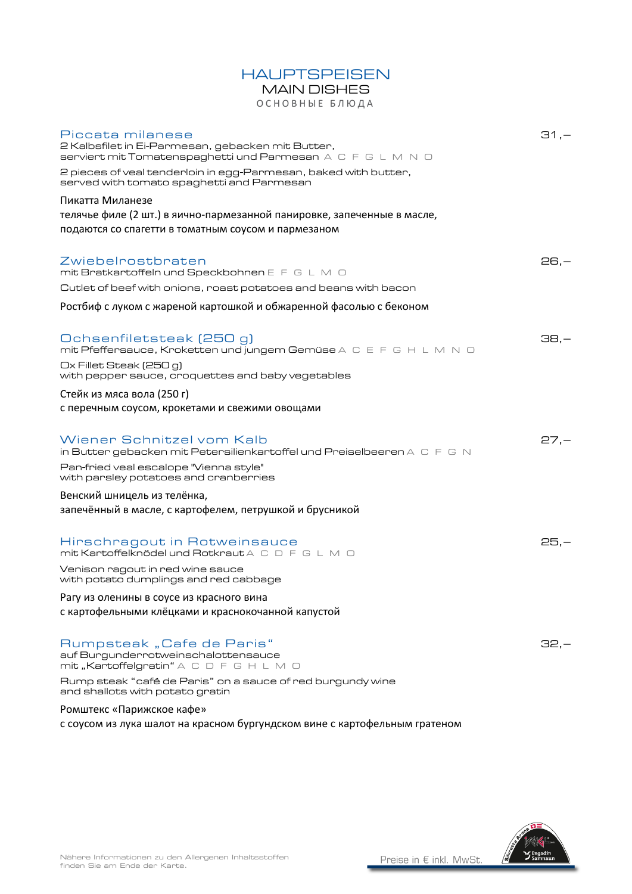# HAUPTSPEISEN
## MAIN DISHES
### ОСНОВНЫЕ БЛЮДА

**Piccata milanese** — 31,–

2 Kalbsfilet in Ei-Parmesan, gebacken mit Butter,
serviert mit Tomatenspaghetti und Parmesan A C F G L M N O

2 pieces of veal tenderloin in egg-Parmesan, baked with butter,
served with tomato spaghetti and Parmesan

Пикатта Миланезе
телячье филе (2 шт.) в яично-пармезанной панировке, запеченные в масле,
подаются со спагетти в томатным соусом и пармезаном

**Zwiebelrostbraten** — 26,–

mit Bratkartoffeln und Speckbohnen E F G L M O

Cutlet of beef with onions, roast potatoes and beans with bacon

Ростбиф с луком с жареной картошкой и обжаренной фасолью с беконом

**Ochsenfiletsteak (250 g)** — 38,–

mit Pfeffersauce, Kroketten und jungem Gemüse A C E F G H L M N O

Ox Fillet Steak (250 g)
with pepper sauce, croquettes and baby vegetables

Стейк из мяса вола (250 г)
с перечным соусом, крокетами и свежими овощами

**Wiener Schnitzel vom Kalb** — 27,–

in Butter gebacken mit Petersilienkartoffel und Preiselbeeren A C F G N

Pan-fried veal escalope "Vienna style"
with parsley potatoes and cranberries

Венский шницель из телёнка,
запечённый в масле, с картофелем, петрушкой и брусникой

**Hirschragout in Rotweinsauce** — 25,–

mit Kartoffelknödel und Rotkraut A C D F G L M O

Venison ragout in red wine sauce
with potato dumplings and red cabbage

Рагу из оленины в соусе из красного вина
с картофельными клёцками и краснокочанной капустой

**Rumpsteak „Cafe de Paris"** — 32,–

auf Burgunderrotweinschalottensauce
mit „Kartoffelgratin" A C D F G H L M O

Rump steak "café de Paris" on a sauce of red burgundy wine
and shallots with potato gratin

Ромштекс «Парижское кафе»
с соусом из лука шалот на красном бургундском вине с картофельным гратеном

Nähere Informationen zu den Allergenen Inhaltsstoffen finden Sie am Ende der Karte.

Preise in € inkl. MwSt.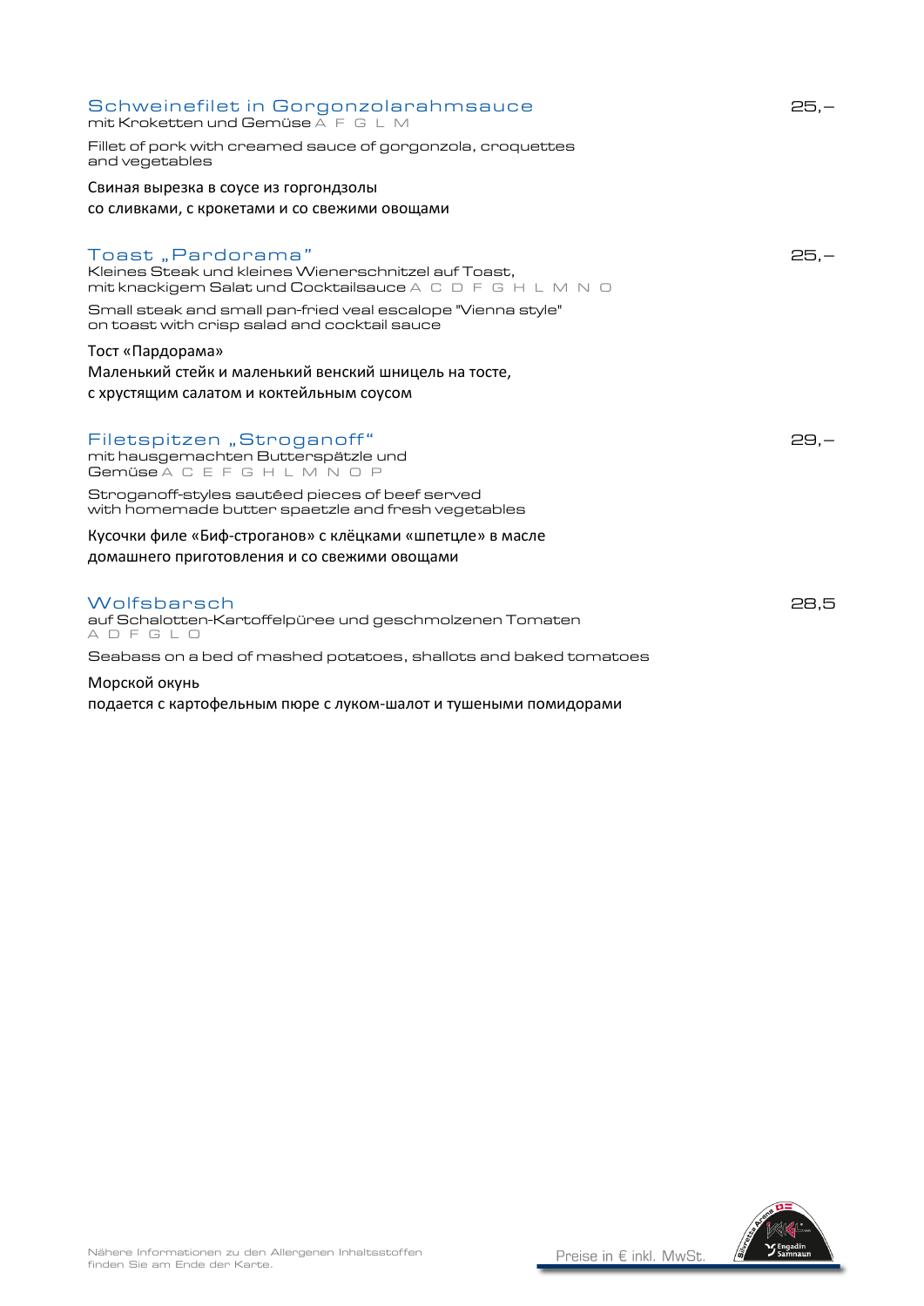## Schweinefilet in Gorgonzolarahmsauce 25,–

mit Kroketten und Gemüse A F G L M

Fillet of pork with creamed sauce of gorgonzola, croquettes and vegetables

Свиная вырезка в соусе из горгондзолы
со сливками, с крокетами и со свежими овощами

## Toast „Pardorama" 25,–

Kleines Steak und kleines Wienerschnitzel auf Toast,
mit knackigem Salat und Cocktailsauce A C D F G H L M N O

Small steak and small pan-fried veal escalope "Vienna style" on toast with crisp salad and cocktail sauce

Тост «Пардорама»
Маленький стейк и маленький венский шницель на тосте,
с хрустящим салатом и коктейльным соусом

## Filetspitzen „Stroganoff" 29,–

mit hausgemachten Butterspätzle und
Gemüse A C E F G H L M N O P

Stroganoff-styles sautéed pieces of beef served with homemade butter spaetzle and fresh vegetables

Кусочки филе «Биф-строганов» с клёцками «шпетцле» в масле
домашнего приготовления и со свежими овощами

## Wolfsbarsch 28,5

auf Schalotten-Kartoffelpüree und geschmolzenen Tomaten
A D F G L O

Seabass on a bed of mashed potatoes, shallots and baked tomatoes

Морской окунь
подается с картофельным пюре с луком-шалот и тушеными помидорами

Nähere Informationen zu den Allergenen Inhaltsstoffen finden Sie am Ende der Karte.

Preise in € inkl. MwSt.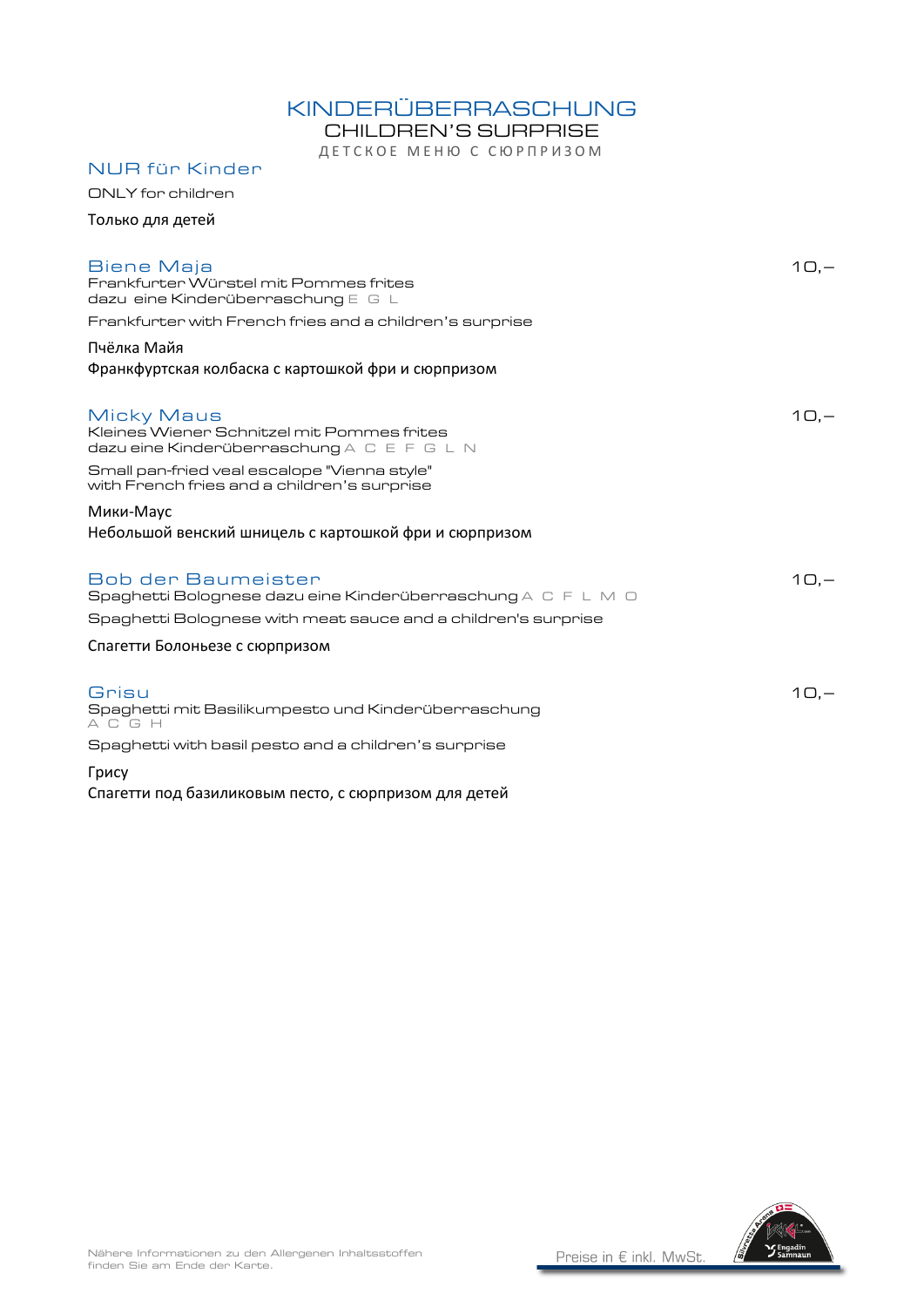# KINDERÜBERRASCHUNG

## CHILDREN'S SURPRISE

ДЕТСКОЕ МЕНЮ С СЮРПРИЗОМ

### NUR für Kinder

ONLY for children

Только для детей

### Biene Maja — 10,–

Frankfurter Würstel mit Pommes frites
dazu eine Kinderüberraschung E G L

Frankfurter with French fries and a children's surprise

Пчёлка Майя
Франкфуртская колбаска с картошкой фри и сюрпризом

### Micky Maus — 10,–

Kleines Wiener Schnitzel mit Pommes frites
dazu eine Kinderüberraschung A C E F G L N

Small pan-fried veal escalope "Vienna style"
with French fries and a children's surprise

Мики-Маус
Небольшой венский шницель с картошкой фри и сюрпризом

### Bob der Baumeister — 10,–

Spaghetti Bolognese dazu eine Kinderüberraschung A C F L M O

Spaghetti Bolognese with meat sauce and a children's surprise

Спагетти Болоньезе с сюрпризом

### Grisu — 10,–

Spaghetti mit Basilikumpesto und Kinderüberraschung
A C G H

Spaghetti with basil pesto and a children's surprise

Грису
Спагетти под базиликовым песто, с сюрпризом для детей

Nähere Informationen zu den Allergenen Inhaltsstoffen finden Sie am Ende der Karte.

Preise in € inkl. MwSt.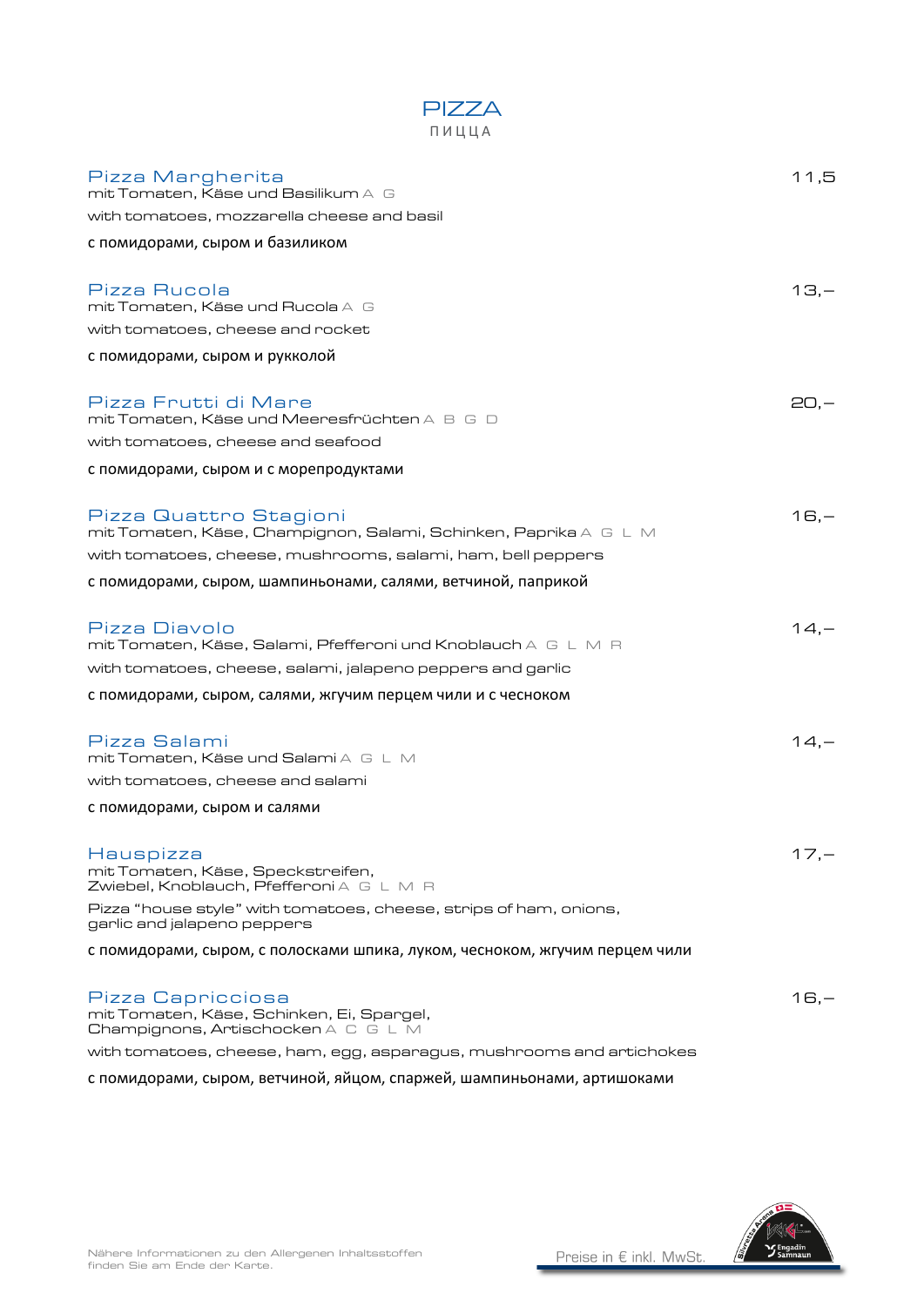# PIZZA

ПИЦЦА

### Pizza Margherita — 11,5

mit Tomaten, Käse und Basilikum A G

with tomatoes, mozzarella cheese and basil

с помидорами, сыром и базиликом

### Pizza Rucola — 13,–

mit Tomaten, Käse und Rucola A G

with tomatoes, cheese and rocket

с помидорами, сыром и рукколой

### Pizza Frutti di Mare — 20,–

mit Tomaten, Käse und Meeresfrüchten A B G D

with tomatoes, cheese and seafood

с помидорами, сыром и с морепродуктами

### Pizza Quattro Stagioni — 16,–

mit Tomaten, Käse, Champignon, Salami, Schinken, Paprika A G L M

with tomatoes, cheese, mushrooms, salami, ham, bell peppers

с помидорами, сыром, шампиньонами, салями, ветчиной, паприкой

### Pizza Diavolo — 14,–

mit Tomaten, Käse, Salami, Pfefferoni und Knoblauch A G L M R

with tomatoes, cheese, salami, jalapeno peppers and garlic

с помидорами, сыром, салями, жгучим перцем чили и с чесноком

### Pizza Salami — 14,–

mit Tomaten, Käse und Salami A G L M

with tomatoes, cheese and salami

с помидорами, сыром и салями

### Hauspizza — 17,–

mit Tomaten, Käse, Speckstreifen, Zwiebel, Knoblauch, Pfefferoni A G L M R

Pizza “house style” with tomatoes, cheese, strips of ham, onions, garlic and jalapeno peppers

с помидорами, сыром, с полосками шпика, луком, чесноком, жгучим перцем чили

### Pizza Capricciosa — 16,–

mit Tomaten, Käse, Schinken, Ei, Spargel, Champignons, Artischocken A C G L M

with tomatoes, cheese, ham, egg, asparagus, mushrooms and artichokes

с помидорами, сыром, ветчиной, яйцом, спаржей, шампиньонами, артишоками

Nähere Informationen zu den Allergenen Inhaltsstoffen finden Sie am Ende der Karte.

Preise in € inkl. MwSt.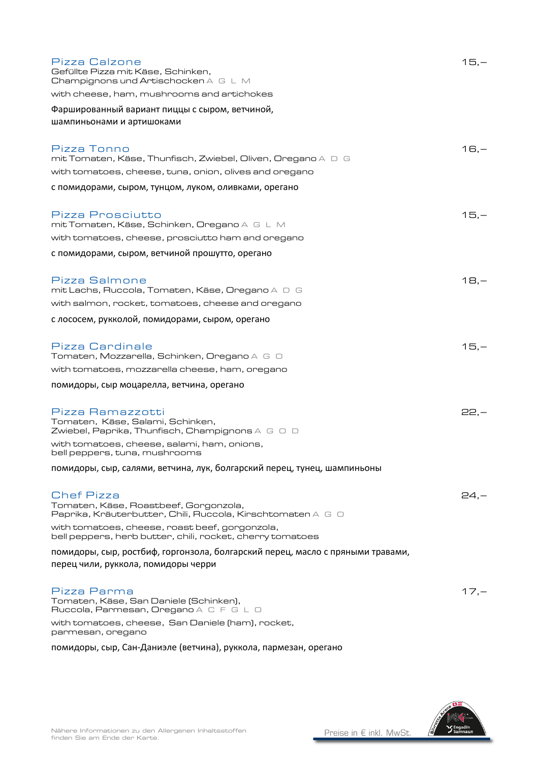## Pizza Calzone — 15,–

Gefüllte Pizza mit Käse, Schinken, Champignons und Artischocken A G L M

with cheese, ham, mushrooms and artichokes

Фаршированный вариант пиццы с сыром, ветчиной, шампиньонами и артишоками

## Pizza Tonno — 16,–

mit Tomaten, Käse, Thunfisch, Zwiebel, Oliven, Oregano A D G

with tomatoes, cheese, tuna, onion, olives and oregano

с помидорами, сыром, тунцом, луком, оливками, орегано

## Pizza Prosciutto — 15,–

mit Tomaten, Käse, Schinken, Oregano A G L M

with tomatoes, cheese, prosciutto ham and oregano

с помидорами, сыром, ветчиной прошутто, орегано

## Pizza Salmone — 18,–

mit Lachs, Ruccola, Tomaten, Käse, Oregano A D G

with salmon, rocket, tomatoes, cheese and oregano

с лососем, рукколой, помидорами, сыром, орегано

## Pizza Cardinale — 15,–

Tomaten, Mozzarella, Schinken, Oregano A G O

with tomatoes, mozzarella cheese, ham, oregano

помидоры, сыр моцарелла, ветчина, орегано

## Pizza Ramazzotti — 22,–

Tomaten, Käse, Salami, Schinken, Zwiebel, Paprika, Thunfisch, Champignons A G O D

with tomatoes, cheese, salami, ham, onions, bell peppers, tuna, mushrooms

помидоры, сыр, салями, ветчина, лук, болгарский перец, тунец, шампиньоны

## Chef Pizza — 24,–

Tomaten, Käse, Roastbeef, Gorgonzola, Paprika, Kräuterbutter, Chili, Ruccola, Kirschtomaten A G O

with tomatoes, cheese, roast beef, gorgonzola, bell peppers, herb butter, chili, rocket, cherry tomatoes

помидоры, сыр, ростбиф, горгонзола, болгарский перец, масло с пряными травами, перец чили, руккола, помидоры черри

## Pizza Parma — 17,–

Tomaten, Käse, San Daniele (Schinken), Ruccola, Parmesan, Oregano A C F G L O

with tomatoes, cheese, San Daniele (ham), rocket, parmesan, oregano

помидоры, сыр, Сан-Даниэле (ветчина), руккола, пармезан, орегано

Nähere Informationen zu den Allergenen Inhaltsstoffen finden Sie am Ende der Karte.

Preise in € inkl. MwSt.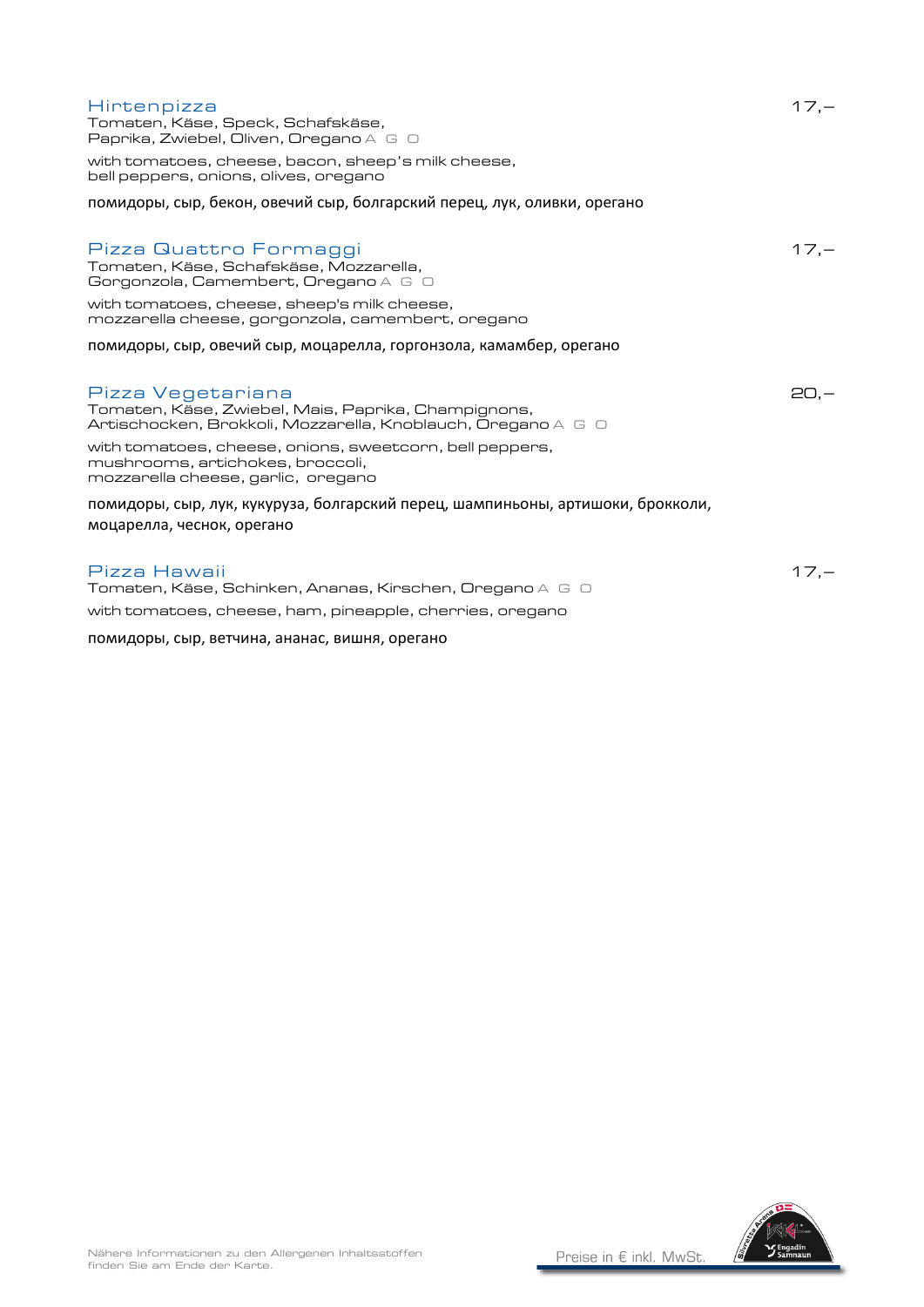## Hirtenpizza 17,–

Tomaten, Käse, Speck, Schafskäse,
Paprika, Zwiebel, Oliven, Oregano A G O

with tomatoes, cheese, bacon, sheep's milk cheese,
bell peppers, onions, olives, oregano

помидоры, сыр, бекон, овечий сыр, болгарский перец, лук, оливки, орегано

## Pizza Quattro Formaggi 17,–

Tomaten, Käse, Schafskäse, Mozzarella,
Gorgonzola, Camembert, Oregano A G O

with tomatoes, cheese, sheep's milk cheese,
mozzarella cheese, gorgonzola, camembert, oregano

помидоры, сыр, овечий сыр, моцарелла, горгонзола, камамбер, орегано

## Pizza Vegetariana 20,–

Tomaten, Käse, Zwiebel, Mais, Paprika, Champignons,
Artischocken, Brokkoli, Mozzarella, Knoblauch, Oregano A G O

with tomatoes, cheese, onions, sweetcorn, bell peppers,
mushrooms, artichokes, broccoli,
mozzarella cheese, garlic, oregano

помидоры, сыр, лук, кукуруза, болгарский перец, шампиньоны, артишоки, брокколи,
моцарелла, чеснок, орегано

## Pizza Hawaii 17,–

Tomaten, Käse, Schinken, Ananas, Kirschen, Oregano A G O

with tomatoes, cheese, ham, pineapple, cherries, oregano

помидоры, сыр, ветчина, ананас, вишня, орегано

Nähere Informationen zu den Allergenen Inhaltsstoffen
finden Sie am Ende der Karte.

Preise in € inkl. MwSt.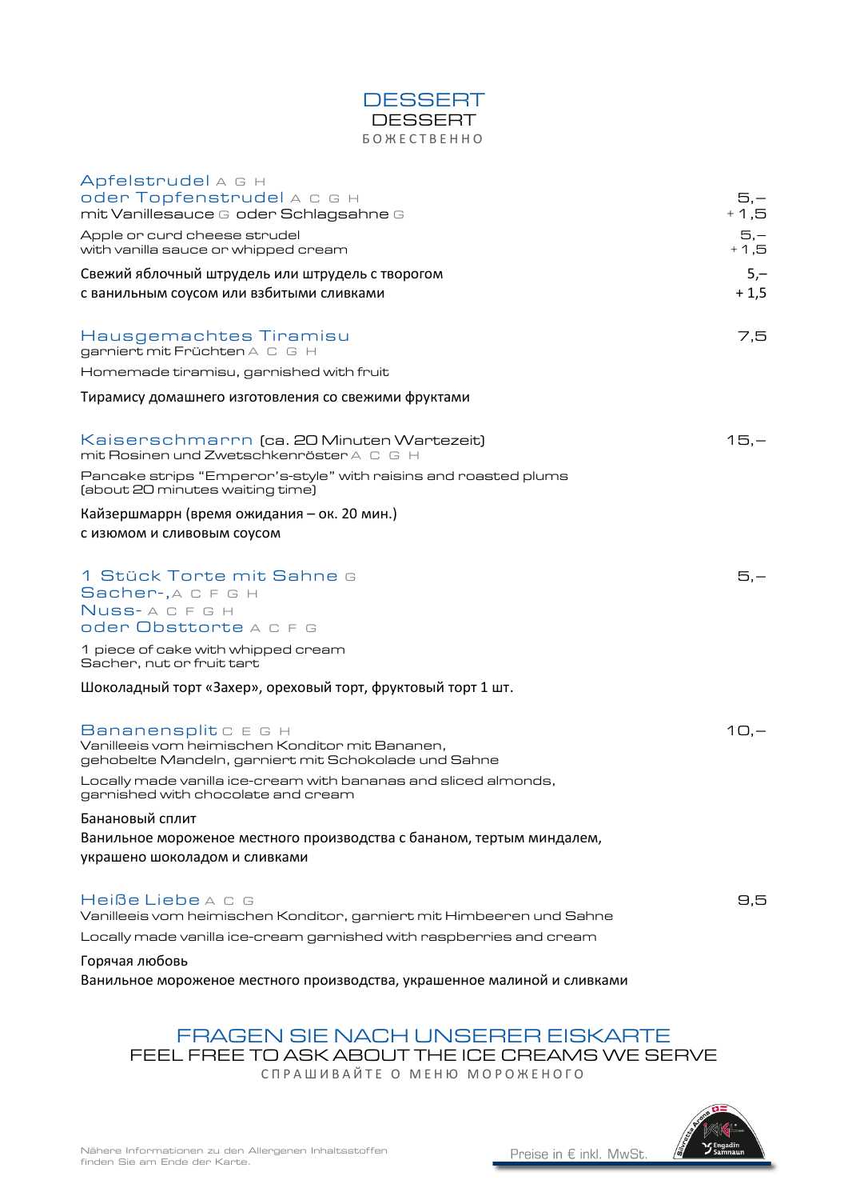# DESSERT

DESSERT

БОЖЕСТВЕННО

**Apfelstrudel** A G H
**oder Topfenstrudel** A C G H — 5,–
mit Vanillesauce G oder Schlagsahne G — + 1,5

Apple or curd cheese strudel — 5,–
with vanilla sauce or whipped cream — + 1,5

Свежий яблочный штрудель или штрудель с творогом — 5,–
с ванильным соусом или взбитыми сливками — + 1,5

**Hausgemachtes Tiramisu** — 7,5
garniert mit Früchten A C G H

Homemade tiramisu, garnished with fruit

Тирамису домашнего изготовления со свежими фруктами

**Kaiserschmarrn** (ca. 20 Minuten Wartezeit) — 15,–
mit Rosinen und Zwetschkenröster A C G H

Pancake strips “Emperor's-style” with raisins and roasted plums
(about 20 minutes waiting time)

Кайзершмаррн (время ожидания – ок. 20 мин.)
с изюмом и сливовым соусом

**1 Stück Torte mit Sahne** G — 5,–
**Sacher-,** A C F G H
**Nuss-** A C F G H
**oder Obsttorte** A C F G

1 piece of cake with whipped cream
Sacher, nut or fruit tart

Шоколадный торт «Захер», ореховый торт, фруктовый торт 1 шт.

**Bananensplit** C E G H — 10,–
Vanilleeis vom heimischen Konditor mit Bananen,
gehobelte Mandeln, garniert mit Schokolade und Sahne

Locally made vanilla ice-cream with bananas and sliced almonds,
garnished with chocolate and cream

Банановый сплит
Ванильное мороженое местного производства с бананом, тертым миндалем,
украшено шоколадом и сливками

**Heiße Liebe** A C G — 9,5
Vanilleeis vom heimischen Konditor, garniert mit Himbeeren und Sahne

Locally made vanilla ice-cream garnished with raspberries and cream

Горячая любовь
Ванильное мороженое местного производства, украшенное малиной и сливками

## FRAGEN SIE NACH UNSERER EISKARTE

FEEL FREE TO ASK ABOUT THE ICE CREAMS WE SERVE

СПРАШИВАЙТЕ О МЕНЮ МОРОЖЕНОГО

Nähere Informationen zu den Allergenen Inhaltsstoffen finden Sie am Ende der Karte.

Preise in € inkl. MwSt.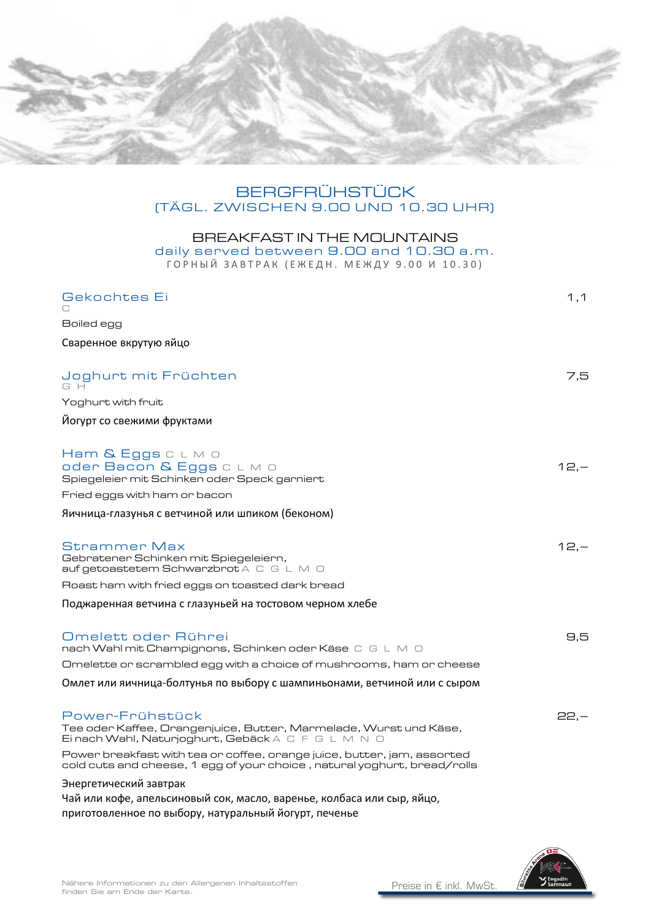# BERGFRÜHSTÜCK
## (TÄGL. ZWISCHEN 9.00 UND 10.30 UHR)

## BREAKFAST IN THE MOUNTAINS
daily served between 9.00 and 10.30 a.m.

ГОРНЫЙ ЗАВТРАК (ЕЖЕДН. МЕЖДУ 9.00 И 10.30)

### Gekochtes Ei — 1,1
C

Boiled egg

Сваренное вкрутую яйцо

### Joghurt mit Früchten — 7,5
G H

Yoghurt with fruit

Йогурт со свежими фруктами

### Ham & Eggs C L M O
### oder Bacon & Eggs C L M O — 12,–
Spiegeleier mit Schinken oder Speck garniert

Fried eggs with ham or bacon

Яичница-глазунья с ветчиной или шпиком (беконом)

### Strammer Max — 12,–
Gebratener Schinken mit Spiegeleiern,
auf getoastetem Schwarzbrot A C G L M O

Roast ham with fried eggs on toasted dark bread

Поджаренная ветчина с глазуньей на тостовом черном хлебе

### Omelett oder Rührei — 9,5
nach Wahl mit Champignons, Schinken oder Käse C G L M O

Omelette or scrambled egg with a choice of mushrooms, ham or cheese

Омлет или яичница-болтунья по выбору с шампиньонами, ветчиной или с сыром

### Power-Frühstück — 22,–
Tee oder Kaffee, Orangenjuice, Butter, Marmelade, Wurst und Käse,
Ei nach Wahl, Naturjoghurt, Gebäck A C F G L M N O

Power breakfast with tea or coffee, orange juice, butter, jam, assorted
cold cuts and cheese, 1 egg of your choice , natural yoghurt, bread/rolls

Энергетический завтрак
Чай или кофе, апельсиновый сок, масло, варенье, колбаса или сыр, яйцо,
приготовленное по выбору, натуральный йогурт, печенье

Nähere Informationen zu den Allergenen Inhaltsstoffen
finden Sie am Ende der Karte.

Preise in € inkl. MwSt.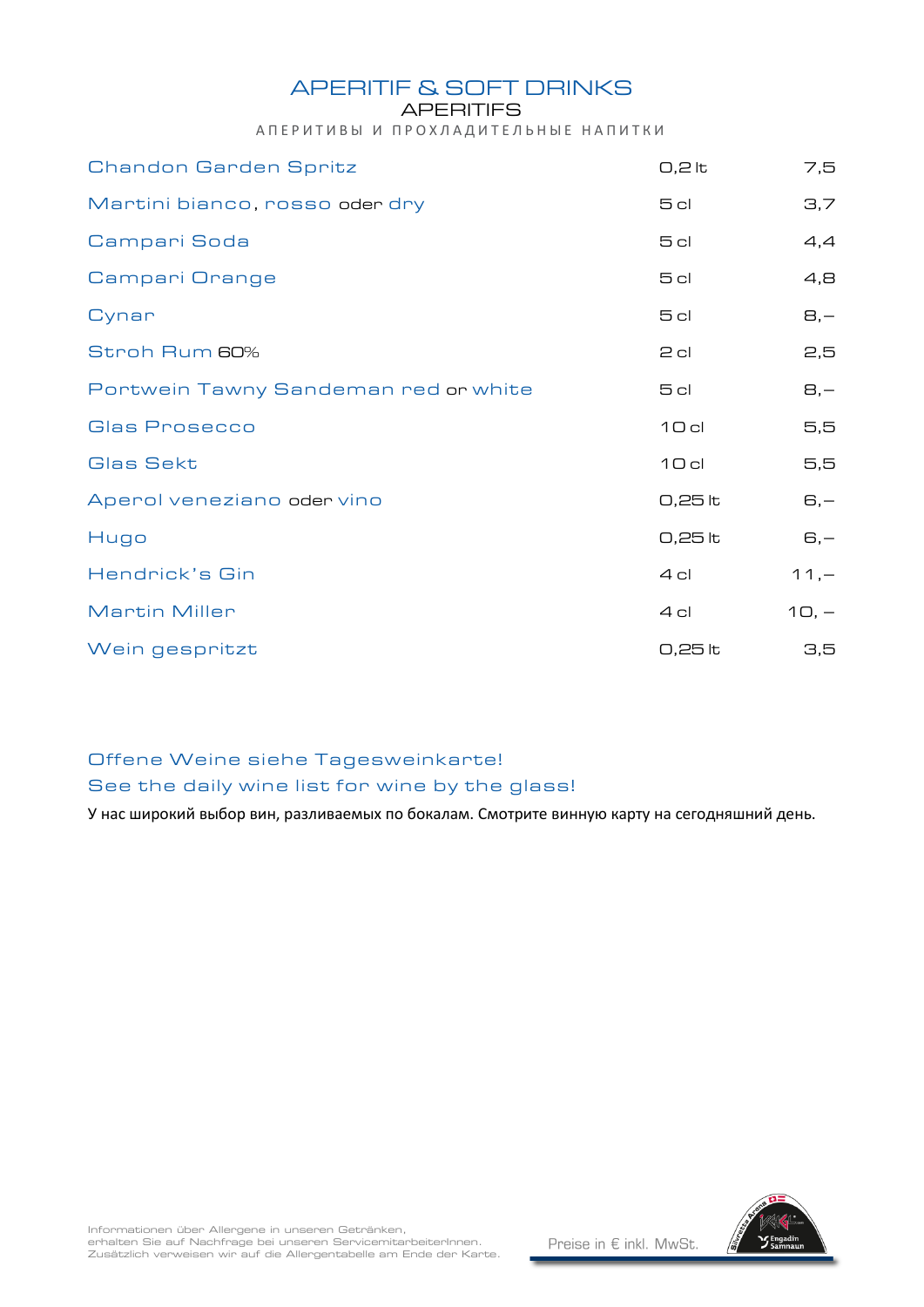# APERITIF & SOFT DRINKS

## APERITIFS

АПЕРИТИВЫ И ПРОХЛАДИТЕЛЬНЫЕ НАПИТКИ

| | | |
|---|---|---|
| Chandon Garden Spritz | 0,2 lt | 7,5 |
| Martini bianco, rosso oder dry | 5 cl | 3,7 |
| Campari Soda | 5 cl | 4,4 |
| Campari Orange | 5 cl | 4,8 |
| Cynar | 5 cl | 8,– |
| Stroh Rum 60% | 2 cl | 2,5 |
| Portwein Tawny Sandeman red or white | 5 cl | 8,– |
| Glas Prosecco | 10 cl | 5,5 |
| Glas Sekt | 10 cl | 5,5 |
| Aperol veneziano oder vino | 0,25 lt | 6,– |
| Hugo | 0,25 lt | 6,– |
| Hendrick's Gin | 4 cl | 11,– |
| Martin Miller | 4 cl | 10, – |
| Wein gespritzt | 0,25 lt | 3,5 |

Offene Weine siehe Tagesweinkarte!
See the daily wine list for wine by the glass!
У нас широкий выбор вин, разливаемых по бокалам. Смотрите винную карту на сегодняшний день.

Informationen über Allergene in unseren Getränken,
erhalten Sie auf Nachfrage bei unseren ServicemitarbeiterInnen.
Zusätzlich verweisen wir auf die Allergentabelle am Ende der Karte.

Preise in € inkl. MwSt.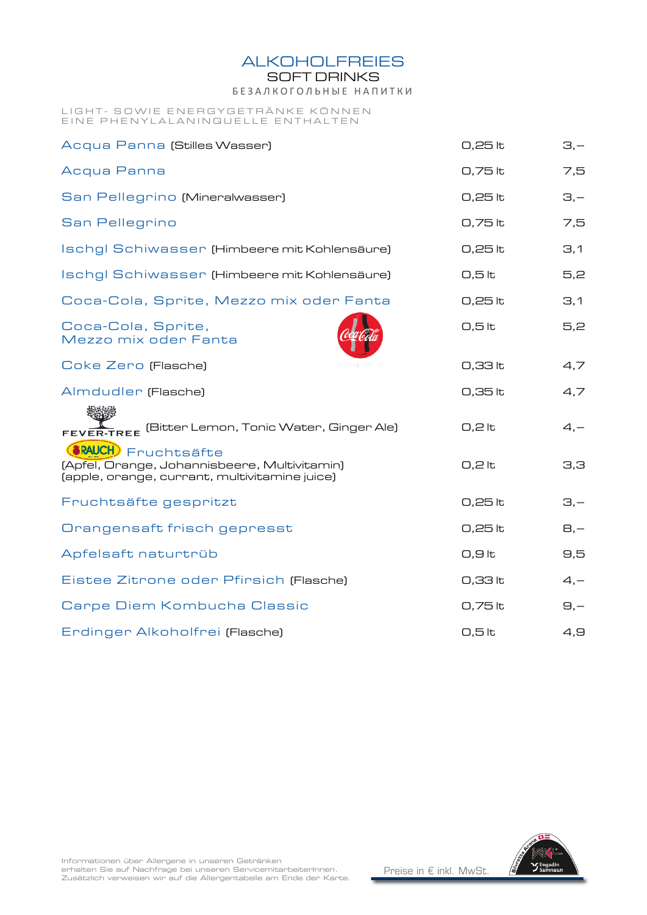# ALKOHOLFREIES

## SOFT DRINKS

### БЕЗАЛКОГОЛЬНЫЕ НАПИТКИ

LIGHT- SOWIE ENERGYGETRÄNKE KÖNNEN EINE PHENYLALANINQUELLE ENTHALTEN

| | | |
|---|---|---|
| Acqua Panna (Stilles Wasser) | 0,25 lt | 3,– |
| Acqua Panna | 0,75 lt | 7,5 |
| San Pellegrino (Mineralwasser) | 0,25 lt | 3,– |
| San Pellegrino | 0,75 lt | 7,5 |
| Ischgl Schiwasser (Himbeere mit Kohlensäure) | 0,25 lt | 3,1 |
| Ischgl Schiwasser (Himbeere mit Kohlensäure) | 0,5 lt | 5,2 |
| Coca-Cola, Sprite, Mezzo mix oder Fanta | 0,25 lt | 3,1 |
| Coca-Cola, Sprite, Mezzo mix oder Fanta | 0,5 lt | 5,2 |
| Coke Zero (Flasche) | 0,33 lt | 4,7 |
| Almdudler (Flasche) | 0,35 lt | 4,7 |
| FEVER-TREE (Bitter Lemon, Tonic Water, Ginger Ale) | 0,2 lt | 4,– |
| RAUCH Fruchtsäfte (Apfel, Orange, Johannisbeere, Multivitamin) (apple, orange, currant, multivitamine juice) | 0,2 lt | 3,3 |
| Fruchtsäfte gespritzt | 0,25 lt | 3,– |
| Orangensaft frisch gepresst | 0,25 lt | 8,– |
| Apfelsaft naturtrüb | 0,9 lt | 9,5 |
| Eistee Zitrone oder Pfirsich (Flasche) | 0,33 lt | 4,– |
| Carpe Diem Kombucha Classic | 0,75 lt | 9,– |
| Erdinger Alkoholfrei (Flasche) | 0,5 lt | 4,9 |

Informationen über Allergene in unseren Getränken erhalten Sie auf Nachfrage bei unseren ServicemitarbeiterInnen. Zusätzlich verweisen wir auf die Allergentabelle am Ende der Karte.

Preise in € inkl. MwSt.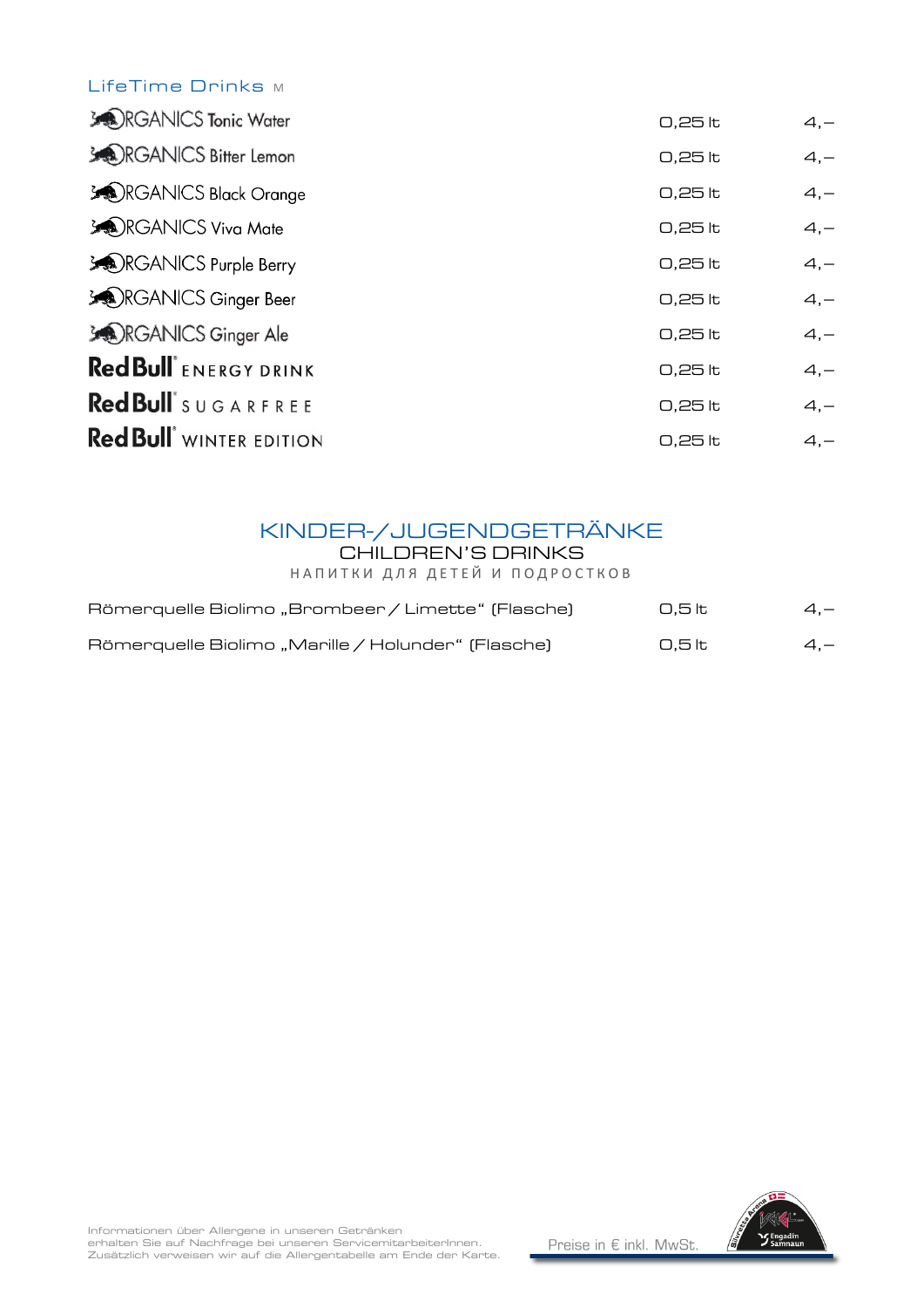## LifeTime Drinks M

| | | |
|---|---|---|
| ORGANICS Tonic Water | 0,25 lt | 4,– |
| ORGANICS Bitter Lemon | 0,25 lt | 4,– |
| ORGANICS Black Orange | 0,25 lt | 4,– |
| ORGANICS Viva Mate | 0,25 lt | 4,– |
| ORGANICS Purple Berry | 0,25 lt | 4,– |
| ORGANICS Ginger Beer | 0,25 lt | 4,– |
| ORGANICS Ginger Ale | 0,25 lt | 4,– |
| Red Bull ENERGY DRINK | 0,25 lt | 4,– |
| Red Bull SUGARFREE | 0,25 lt | 4,– |
| Red Bull WINTER EDITION | 0,25 lt | 4,– |

## KINDER-/JUGENDGETRÄNKE
### CHILDREN'S DRINKS
НАПИТКИ ДЛЯ ДЕТЕЙ И ПОДРОСТКОВ

| | | |
|---|---|---|
| Römerquelle Biolimo „Brombeer / Limette" (Flasche) | 0,5 lt | 4,– |
| Römerquelle Biolimo „Marille / Holunder" (Flasche) | 0,5 lt | 4,– |

Informationen über Allergene in unseren Getränken erhalten Sie auf Nachfrage bei unseren ServicemitarbeiterInnen. Zusätzlich verweisen wir auf die Allergentabelle am Ende der Karte.

Preise in € inkl. MwSt.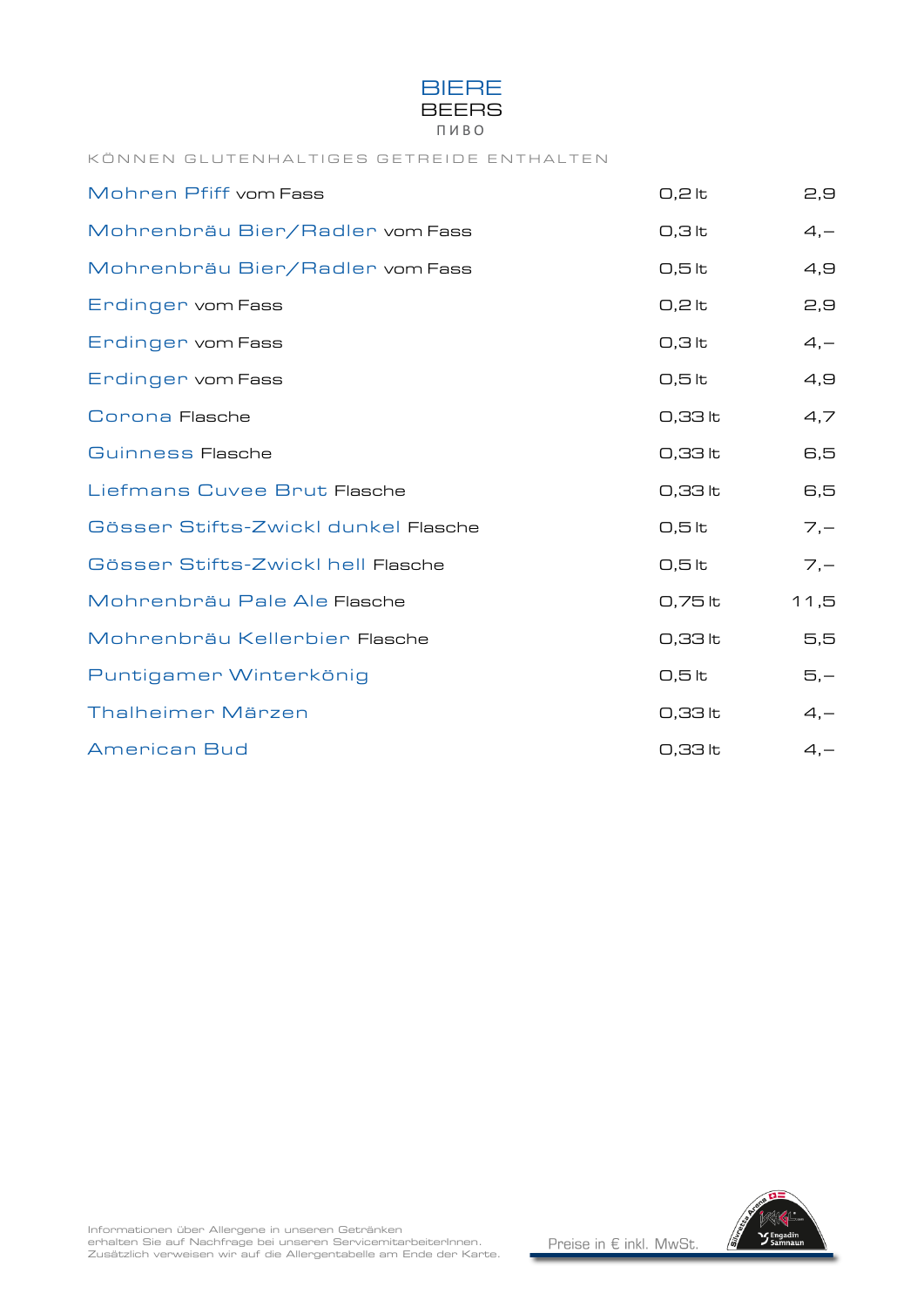# BIERE

## BEERS

### ПИВО

KÖNNEN GLUTENHALTIGES GETREIDE ENTHALTEN

| | | |
|---|---|---|
| Mohren Pfiff vom Fass | 0,2 lt | 2,9 |
| Mohrenbräu Bier/Radler vom Fass | 0,3 lt | 4,– |
| Mohrenbräu Bier/Radler vom Fass | 0,5 lt | 4,9 |
| Erdinger vom Fass | 0,2 lt | 2,9 |
| Erdinger vom Fass | 0,3 lt | 4,– |
| Erdinger vom Fass | 0,5 lt | 4,9 |
| Corona Flasche | 0,33 lt | 4,7 |
| Guinness Flasche | 0,33 lt | 6,5 |
| Liefmans Cuvee Brut Flasche | 0,33 lt | 6,5 |
| Gösser Stifts-Zwickl dunkel Flasche | 0,5 lt | 7,– |
| Gösser Stifts-Zwickl hell Flasche | 0,5 lt | 7,– |
| Mohrenbräu Pale Ale Flasche | 0,75 lt | 11,5 |
| Mohrenbräu Kellerbier Flasche | 0,33 lt | 5,5 |
| Puntigamer Winterkönig | 0,5 lt | 5,– |
| Thalheimer Märzen | 0,33 lt | 4,– |
| American Bud | 0,33 lt | 4,– |

Informationen über Allergene in unseren Getränken erhalten Sie auf Nachfrage bei unseren ServicemitarbeiterInnen. Zusätzlich verweisen wir auf die Allergentabelle am Ende der Karte.

Preise in € inkl. MwSt.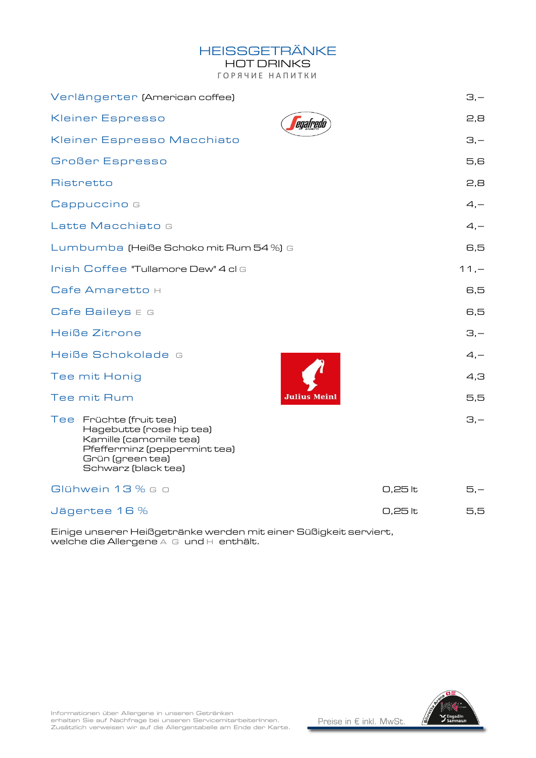# HEISSGETRÄNKE

## HOT DRINKS

### ГОРЯЧИЕ НАПИТКИ

| | | |
|---|---|---|
| Verlängerter (American coffee) | | 3,– |
| Kleiner Espresso | | 2,8 |
| Kleiner Espresso Macchiato | | 3,– |
| Großer Espresso | | 5,6 |
| Ristretto | | 2,8 |
| Cappuccino G | | 4,– |
| Latte Macchiato G | | 4,– |
| Lumbumba (Heiße Schoko mit Rum 54 %) G | | 6,5 |
| Irish Coffee "Tullamore Dew" 4 cl G | | 11,– |
| Cafe Amaretto H | | 6,5 |
| Cafe Baileys E G | | 6,5 |
| Heiße Zitrone | | 3,– |
| Heiße Schokolade G | | 4,– |
| Tee mit Honig | | 4,3 |
| Tee mit Rum | | 5,5 |
| Tee Früchte (fruit tea)<br>Hagebutte (rose hip tea)<br>Kamille (camomile tea)<br>Pfefferminz (peppermint tea)<br>Grün (green tea)<br>Schwarz (black tea) | | 3,– |
| Glühwein 13 % G O | 0,25 lt | 5,– |
| Jägertee 16 % | 0,25 lt | 5,5 |

Einige unserer Heißgetränke werden mit einer Süßigkeit serviert, welche die Allergene A G und H enthält.

Informationen über Allergene in unseren Getränken erhalten Sie auf Nachfrage bei unseren ServicemitarbeiterInnen. Zusätzlich verweisen wir auf die Allergentabelle am Ende der Karte.

Preise in € inkl. MwSt.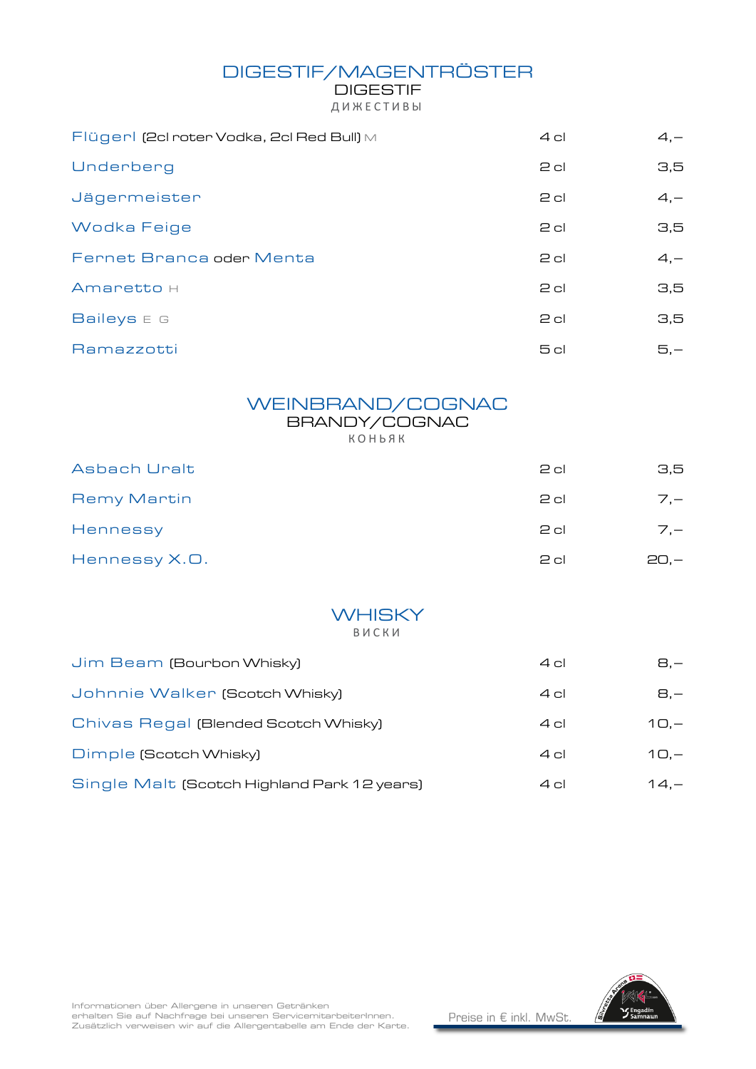## DIGESTIF/MAGENTRÖSTER
DIGESTIF
ДИЖЕСТИВЫ

| | | |
|---|---|---|
| Flügerl (2cl roter Vodka, 2cl Red Bull) M | 4 cl | 4,– |
| Underberg | 2 cl | 3,5 |
| Jägermeister | 2 cl | 4,– |
| Wodka Feige | 2 cl | 3,5 |
| Fernet Branca oder Menta | 2 cl | 4,– |
| Amaretto H | 2 cl | 3,5 |
| Baileys E G | 2 cl | 3,5 |
| Ramazzotti | 5 cl | 5,– |

## WEINBRAND/COGNAC
BRANDY/COGNAC
КОНЬЯК

| | | |
|---|---|---|
| Asbach Uralt | 2 cl | 3,5 |
| Remy Martin | 2 cl | 7,– |
| Hennessy | 2 cl | 7,– |
| Hennessy X.O. | 2 cl | 20,– |

## WHISKY
ВИСКИ

| | | |
|---|---|---|
| Jim Beam (Bourbon Whisky) | 4 cl | 8,– |
| Johnnie Walker (Scotch Whisky) | 4 cl | 8,– |
| Chivas Regal (Blended Scotch Whisky) | 4 cl | 10,– |
| Dimple (Scotch Whisky) | 4 cl | 10,– |
| Single Malt (Scotch Highland Park 12 years) | 4 cl | 14,– |

Informationen über Allergene in unseren Getränken erhalten Sie auf Nachfrage bei unseren ServicemitarbeiterInnen. Zusätzlich verweisen wir auf die Allergentabelle am Ende der Karte.

Preise in € inkl. MwSt.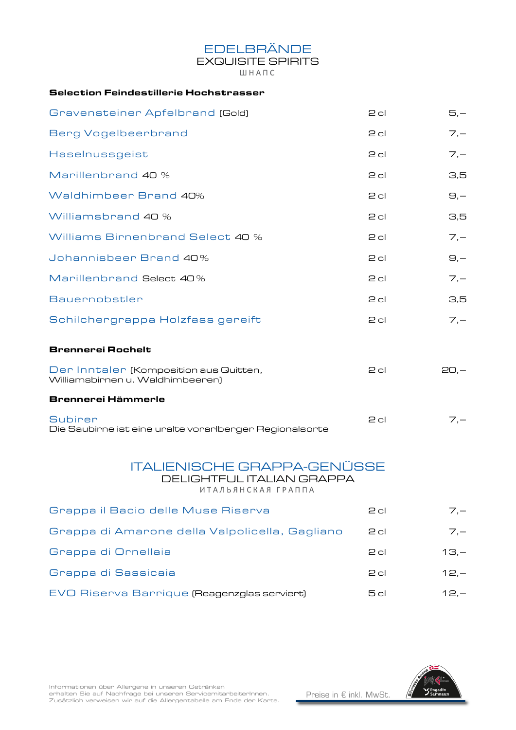# EDELBRÄNDE
## EXQUISITE SPIRITS
ШНАПС

**Selection Feindestillerie Hochstrasser**

| | | |
|---|---|---|
| Gravensteiner Apfelbrand (Gold) | 2 cl | 5,– |
| Berg Vogelbeerbrand | 2 cl | 7,– |
| Haselnussgeist | 2 cl | 7,– |
| Marillenbrand 40 % | 2 cl | 3,5 |
| Waldhimbeer Brand 40% | 2 cl | 9,– |
| Williamsbrand 40 % | 2 cl | 3,5 |
| Williams Birnenbrand Select 40 % | 2 cl | 7,– |
| Johannisbeer Brand 40 % | 2 cl | 9,– |
| Marillenbrand Select 40 % | 2 cl | 7,– |
| Bauernobstler | 2 cl | 3,5 |
| Schilchergrappa Holzfass gereift | 2 cl | 7,– |

**Brennerei Rochelt**

| | | |
|---|---|---|
| Der Inntaler (Komposition aus Quitten, Williamsbirnen u. Waldhimbeeren) | 2 cl | 20,– |

**Brennerei Hämmerle**

| | | |
|---|---|---|
| Subirer<br>Die Saubirne ist eine uralte vorarlberger Regionalsorte | 2 cl | 7,– |

# ITALIENISCHE GRAPPA-GENÜSSE
## DELIGHTFUL ITALIAN GRAPPA
ИТАЛЬЯНСКАЯ ГРАППА

| | | |
|---|---|---|
| Grappa il Bacio delle Muse Riserva | 2 cl | 7,– |
| Grappa di Amarone della Valpolicella, Gagliano | 2 cl | 7,– |
| Grappa di Ornellaia | 2 cl | 13,– |
| Grappa di Sassicaia | 2 cl | 12,– |
| EVO Riserva Barrique (Reagenzglas serviert) | 5 cl | 12,– |

Informationen über Allergene in unseren Getränken erhalten Sie auf Nachfrage bei unseren ServicemitarbeiterInnen. Zusätzlich verweisen wir auf die Allergentabelle am Ende der Karte.

Preise in € inkl. MwSt.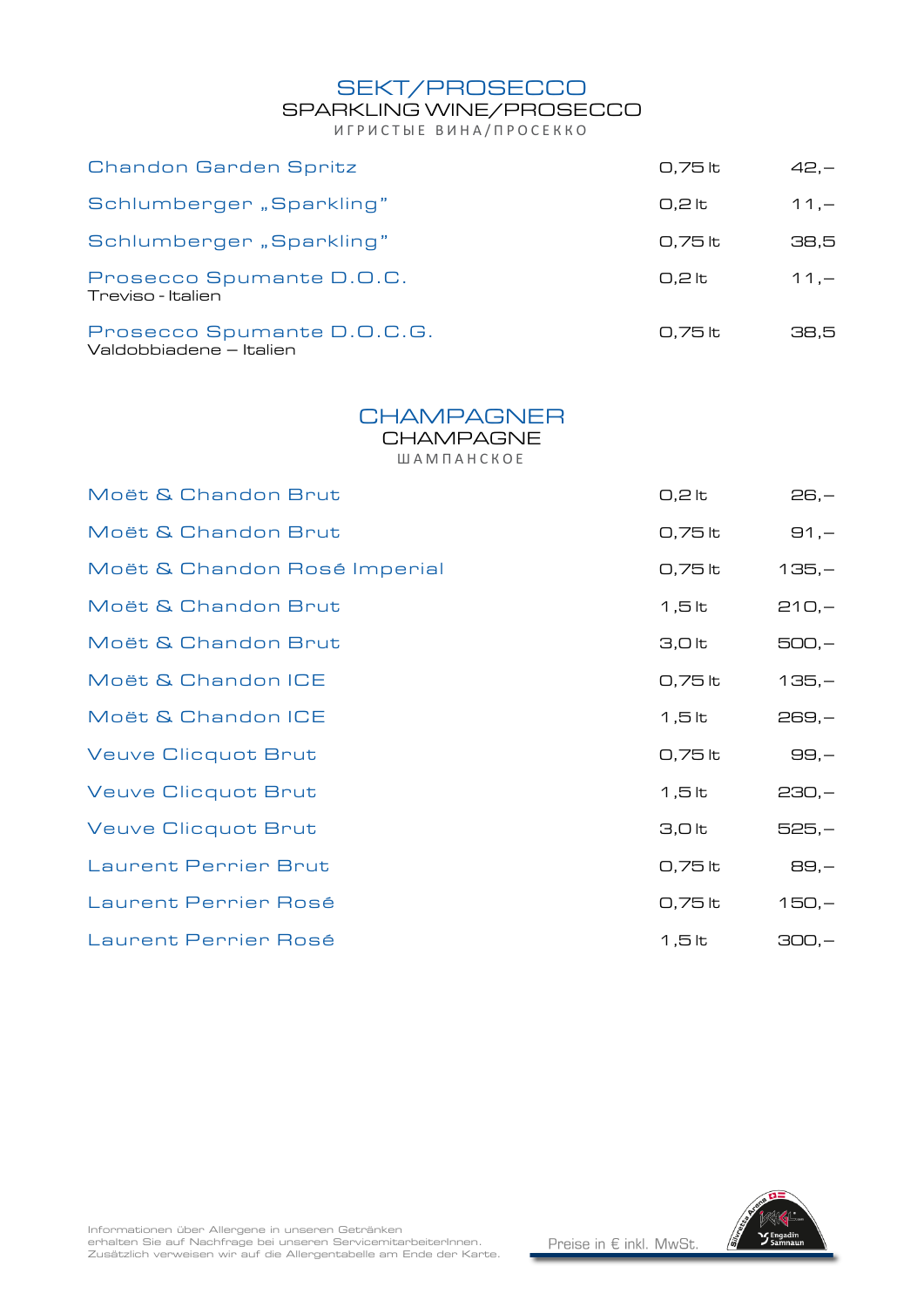## SEKT/PROSECCO

SPARKLING WINE/PROSECCO

ИГРИСТЫЕ ВИНА/ПРОСЕККО

| | | |
|---|---|---|
| Chandon Garden Spritz | 0,75 lt | 42,– |
| Schlumberger „Sparkling" | 0,2 lt | 11,– |
| Schlumberger „Sparkling" | 0,75 lt | 38,5 |
| Prosecco Spumante D.O.C.<br>Treviso - Italien | 0,2 lt | 11,– |
| Prosecco Spumante D.O.C.G.<br>Valdobbiadene – Italien | 0,75 lt | 38,5 |

## CHAMPAGNER

CHAMPAGNE

ШАМПАНСКОЕ

| | | |
|---|---|---|
| Moët & Chandon Brut | 0,2 lt | 26,– |
| Moët & Chandon Brut | 0,75 lt | 91,– |
| Moët & Chandon Rosé Imperial | 0,75 lt | 135,– |
| Moët & Chandon Brut | 1,5 lt | 210,– |
| Moët & Chandon Brut | 3,0 lt | 500,– |
| Moët & Chandon ICE | 0,75 lt | 135,– |
| Moët & Chandon ICE | 1,5 lt | 269,– |
| Veuve Clicquot Brut | 0,75 lt | 99,– |
| Veuve Clicquot Brut | 1,5 lt | 230,– |
| Veuve Clicquot Brut | 3,0 lt | 525,– |
| Laurent Perrier Brut | 0,75 lt | 89,– |
| Laurent Perrier Rosé | 0,75 lt | 150,– |
| Laurent Perrier Rosé | 1,5 lt | 300,– |

Informationen über Allergene in unseren Getränken erhalten Sie auf Nachfrage bei unseren ServicemitarbeiterInnen. Zusätzlich verweisen wir auf die Allergentabelle am Ende der Karte.

Preise in € inkl. MwSt.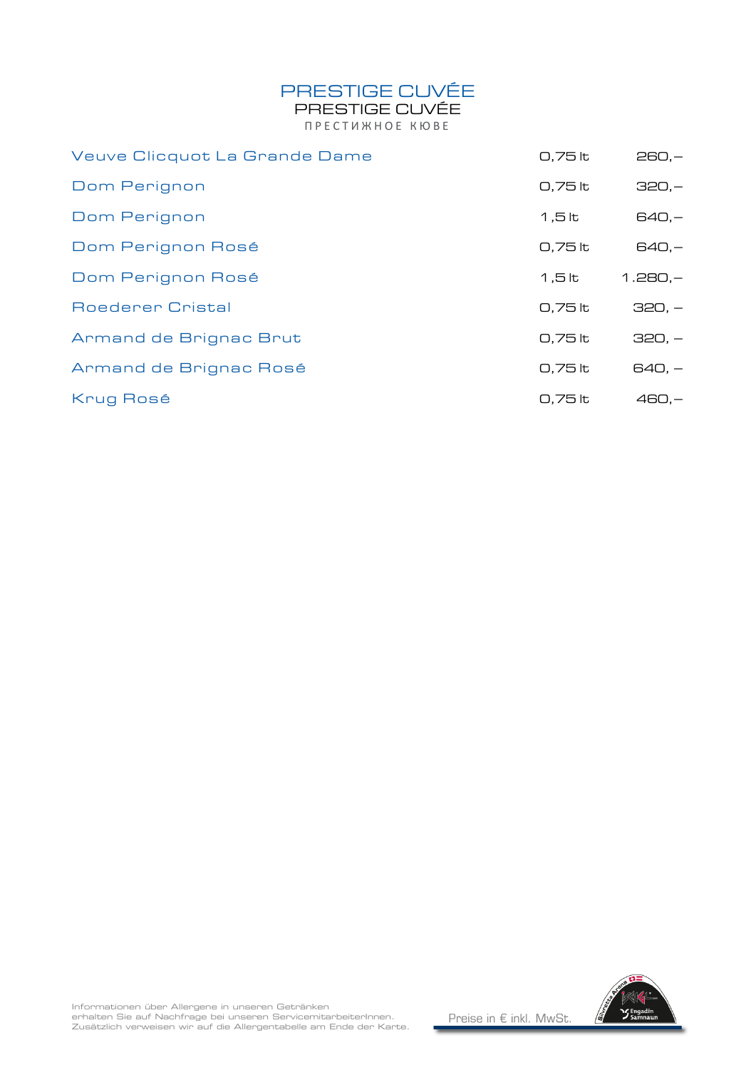# PRESTIGE CUVÉE

PRESTIGE CUVÉE

ПРЕСТИЖНОЕ КЮВЕ

| | | |
|---|---|---|
| Veuve Clicquot La Grande Dame | 0,75 lt | 260,– |
| Dom Perignon | 0,75 lt | 320,– |
| Dom Perignon | 1,5 lt | 640,– |
| Dom Perignon Rosé | 0,75 lt | 640,– |
| Dom Perignon Rosé | 1,5 lt | 1.280,– |
| Roederer Cristal | 0,75 lt | 320, – |
| Armand de Brignac Brut | 0,75 lt | 320, – |
| Armand de Brignac Rosé | 0,75 lt | 640, – |
| Krug Rosé | 0,75 lt | 460,– |

Informationen über Allergene in unseren Getränken
erhalten Sie auf Nachfrage bei unseren ServicemitarbeiterInnen.
Zusätzlich verweisen wir auf die Allergentabelle am Ende der Karte.

Preise in € inkl. MwSt.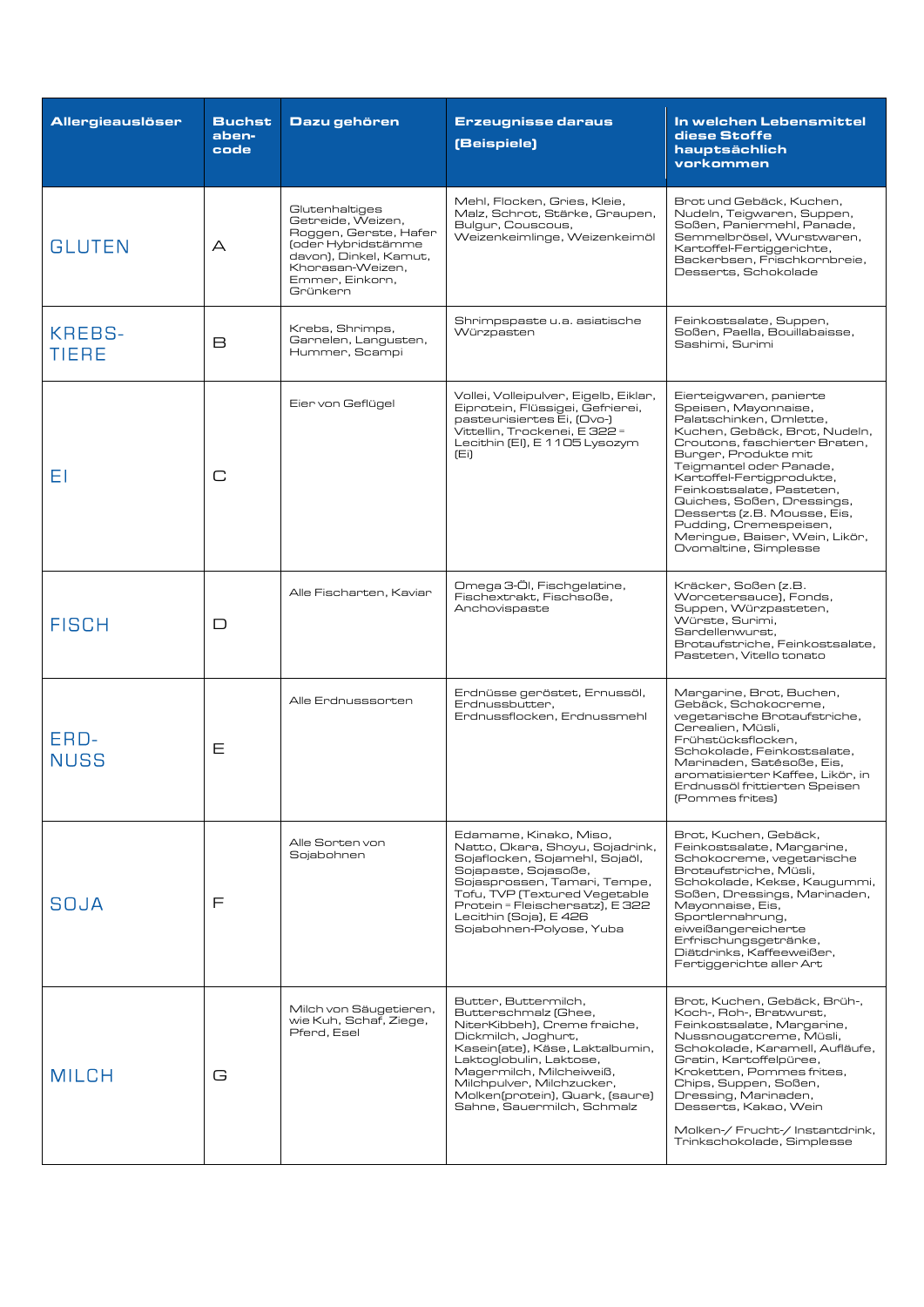| Allergieauslöser | Buchstaben-code | Dazu gehören | Erzeugnisse daraus (Beispiele) | In welchen Lebensmittel diese Stoffe hauptsächlich vorkommen |
|---|---|---|---|---|
| GLUTEN | A | Glutenhaltiges Getreide, Weizen, Roggen, Gerste, Hafer (oder Hybridstämme davon), Dinkel, Kamut, Khorasan-Weizen, Emmer, Einkorn, Grünkern | Mehl, Flocken, Gries, Kleie, Malz, Schrot, Stärke, Graupen, Bulgur, Couscous, Weizenkeimlinge, Weizenkeimöl | Brot und Gebäck, Kuchen, Nudeln, Teigwaren, Suppen, Soßen, Paniermehl, Panade, Semmelbrösel, Wurstwaren, Kartoffel-Fertiggerichte, Backerbsen, Frischkornbreie, Desserts, Schokolade |
| KREBS-TIERE | B | Krebs, Shrimps, Garnelen, Langusten, Hummer, Scampi | Shrimpspaste u.a. asiatische Würzpasten | Feinkostsalate, Suppen, Soßen, Paella, Bouillabaisse, Sashimi, Surimi |
| EI | C | Eier von Geflügel | Vollei, Volleipulver, Eigelb, Eiklar, Eiprotein, Flüssigei, Gefrierei, pasteurisiertes Ei, (Ovo-) Vittellin, Trockenei, E 322 = Lecithin (EI), E 1105 Lysozym (Ei) | Eierteigwaren, panierte Speisen, Mayonnaise, Palatschinken, Omlette, Kuchen, Gebäck, Brot, Nudeln, Croutons, faschierter Braten, Burger, Produkte mit Teigmantel oder Panade, Kartoffel-Fertigprodukte, Feinkostsalate, Pasteten, Quiches, Soßen, Dressings, Desserts (z.B. Mousse, Eis, Pudding, Cremespeisen, Meringue, Baiser, Wein, Likör, Ovomaltine, Simplesse |
| FISCH | D | Alle Fischarten, Kaviar | Omega 3-Öl, Fischgelatine, Fischextrakt, Fischsoße, Anchovispaste | Kräcker, Soßen (z.B. Worcetersauce), Fonds, Suppen, Würzpasteten, Würste, Surimi, Sardellenwurst, Brotaufstriche, Feinkostsalate, Pasteten, Vitello tonato |
| ERD-NUSS | E | Alle Erdnusssorten | Erdnüsse geröstet, Ernussöl, Erdnussbutter, Erdnussflocken, Erdnussmehl | Margarine, Brot, Buchen, Gebäck, Schokocreme, vegetarische Brotaufstriche, Cerealien, Müsli, Frühstücksflocken, Schokolade, Feinkostsalate, Marinaden, Satésoße, Eis, aromatisierter Kaffee, Likör, in Erdnussöl frittierten Speisen (Pommes frites) |
| SOJA | F | Alle Sorten von Sojabohnen | Edamame, Kinako, Miso, Natto, Okara, Shoyu, Sojadrink, Sojaflocken, Sojamehl, Sojaöl, Sojapaste, Sojasoße, Sojasprossen, Tamari, Tempe, Tofu, TVP (Textured Vegetable Protein = Fleischersatz), E 322 Lecithin (Soja), E 426 Sojabohnen-Polyose, Yuba | Brot, Kuchen, Gebäck, Feinkostsalate, Margarine, Schokocreme, vegetarische Brotaufstriche, Müsli, Schokolade, Kekse, Kaugummi, Soßen, Dressings, Marinaden, Mayonnaise, Eis, Sportlernahrung, eiweißangereicherte Erfrischungsgetränke, Diätdrinks, Kaffeeweißer, Fertiggerichte aller Art |
| MILCH | G | Milch von Säugetieren, wie Kuh, Schaf, Ziege, Pferd, Esel | Butter, Buttermilch, Butterschmalz (Ghee, NiterKibbeh), Creme fraiche, Dickmilch, Joghurt, Kasein(ate), Käse, Laktalbumin, Laktoglobulin, Laktose, Magermilch, Milcheiweiß, Milchpulver, Milchzucker, Molken(protein), Quark, (saure) Sahne, Sauermilch, Schmalz | Brot, Kuchen, Gebäck, Brüh-, Koch-, Roh-, Bratwurst, Feinkostsalate, Margarine, Nussnougatcreme, Müsli, Schokolade, Karamell, Aufläufe, Gratin, Kartoffelpüree, Kroketten, Pommes frites, Chips, Suppen, Soßen, Dressing, Marinaden, Desserts, Kakao, Wein<br><br>Molken-/ Frucht-/ Instantdrink, Trinkschokolade, Simplesse |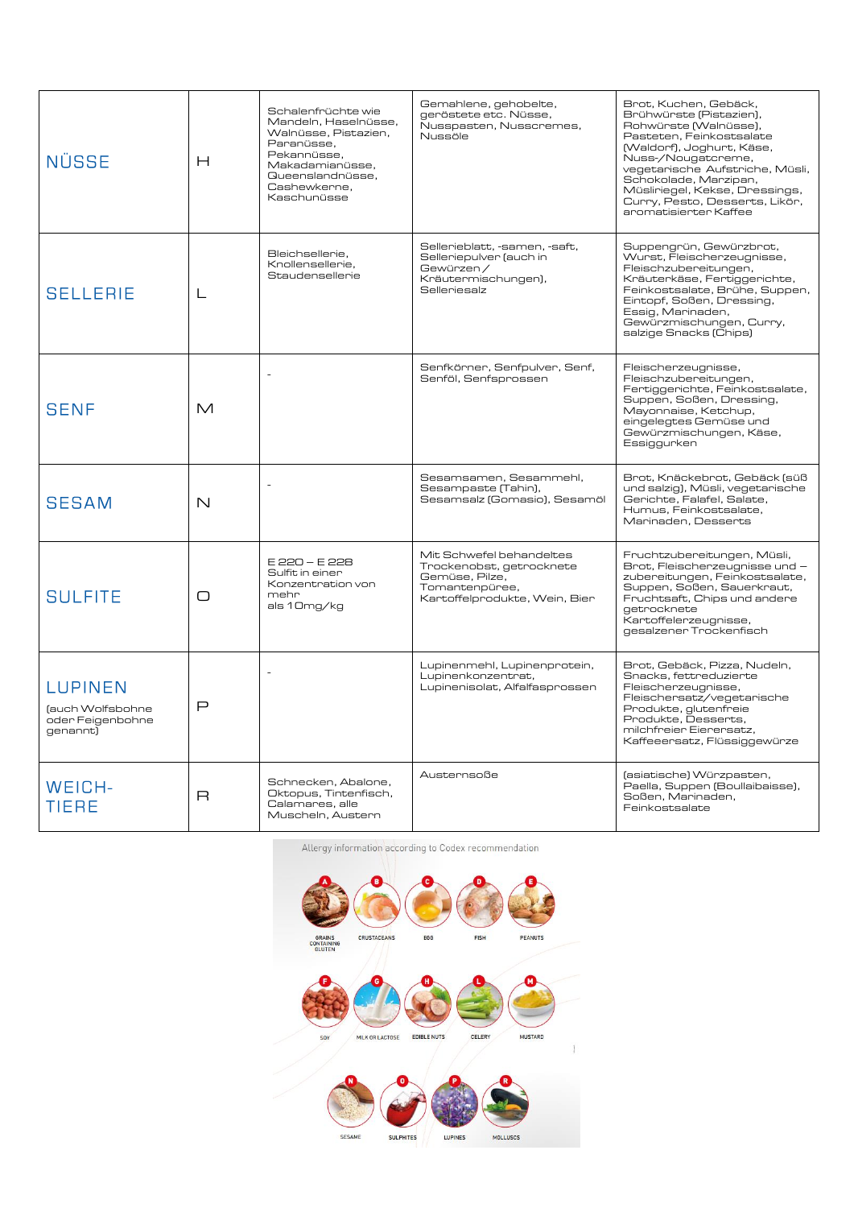| | | | | |
|---|---|---|---|---|
| NÜSSE | H | Schalenfrüchte wie Mandeln, Haselnüsse, Walnüsse, Pistazien, Paranüsse, Pekannüsse, Makadamianüsse, Queenslandnüsse, Cashewkerne, Kaschunüsse | Gemahlene, gehobelte, geröstete etc. Nüsse, Nusspasten, Nusscremes, Nussöle | Brot, Kuchen, Gebäck, Brühwürste (Pistazien), Rohwürste (Walnüsse), Pasteten, Feinkostsalate (Waldorf), Joghurt, Käse, Nuss-/Nougatcreme, vegetarische Aufstriche, Müsli, Schokolade, Marzipan, Müsliriegel, Kekse, Dressings, Curry, Pesto, Desserts, Likör, aromatisierter Kaffee |
| SELLERIE | L | Bleichsellerie, Knollensellerie, Staudensellerie | Sellerieblatt, -samen, -saft, Selleriepulver (auch in Gewürzen / Kräutermischungen), Selleriesalz | Suppengrün, Gewürzbrot, Wurst, Fleischerzeugnisse, Fleischzubereitungen, Kräuterkäse, Fertiggerichte, Feinkostsalate, Brühe, Suppen, Eintopf, Soßen, Dressing, Essig, Marinaden, Gewürzmischungen, Curry, salzige Snacks (Chips) |
| SENF | M | - | Senfkörner, Senfpulver, Senf, Senföl, Senfsprossen | Fleischerzeugnisse, Fleischzubereitungen, Fertiggerichte, Feinkostsalate, Suppen, Soßen, Dressing, Mayonnaise, Ketchup, eingelegtes Gemüse und Gewürzmischungen, Käse, Essiggurken |
| SESAM | N | - | Sesamsamen, Sesammehl, Sesampaste (Tahin), Sesamsalz (Gomasio), Sesamöl | Brot, Knäckebrot, Gebäck (süß und salzig), Müsli, vegetarische Gerichte, Falafel, Salate, Humus, Feinkostsalate, Marinaden, Desserts |
| SULFITE | O | E 220 – E 228 Sulfit in einer Konzentration von mehr als 10mg/kg | Mit Schwefel behandeltes Trockenobst, getrocknete Gemüse, Pilze, Tomantenpüree, Kartoffelprodukte, Wein, Bier | Fruchtzubereitungen, Müsli, Brot, Fleischerzeugnisse und –zubereitungen, Feinkostsalate, Suppen, Soßen, Sauerkraut, Fruchtsaft, Chips und andere getrocknete Kartoffelerzeugnisse, gesalzener Trockenfisch |
| LUPINEN (auch Wolfsbohne oder Feigenbohne genannt) | P | - | Lupinenmehl, Lupinenprotein, Lupinenkonzentrat, Lupinenisolat, Alfalfasprossen | Brot, Gebäck, Pizza, Nudeln, Snacks, fettreduzierte Fleischerzeugnisse, Fleischersatz/vegetarische Produkte, glutenfreie Produkte, Desserts, milchfreier Eierersatz, Kaffeeersatz, Flüssiggewürze |
| WEICH-TIERE | R | Schnecken, Abalone, Oktopus, Tintenfisch, Calamares, alle Muscheln, Austern | Austernsoße | (asiatische) Würzpasten, Paella, Suppen (Boullaibaisse), Soßen, Marinaden, Feinkostsalate |

Allergy information according to Codex recommendation

A GRAINS CONTAINING GLUTEN
B CRUSTACEANS
C EGG
D FISH
E PEANUTS
F SOY
G MILK OR LACTOSE
H EDIBLE NUTS
L CELERY
M MUSTARD
N SESAME
O SULPHITES
P LUPINES
R MOLLUSCS